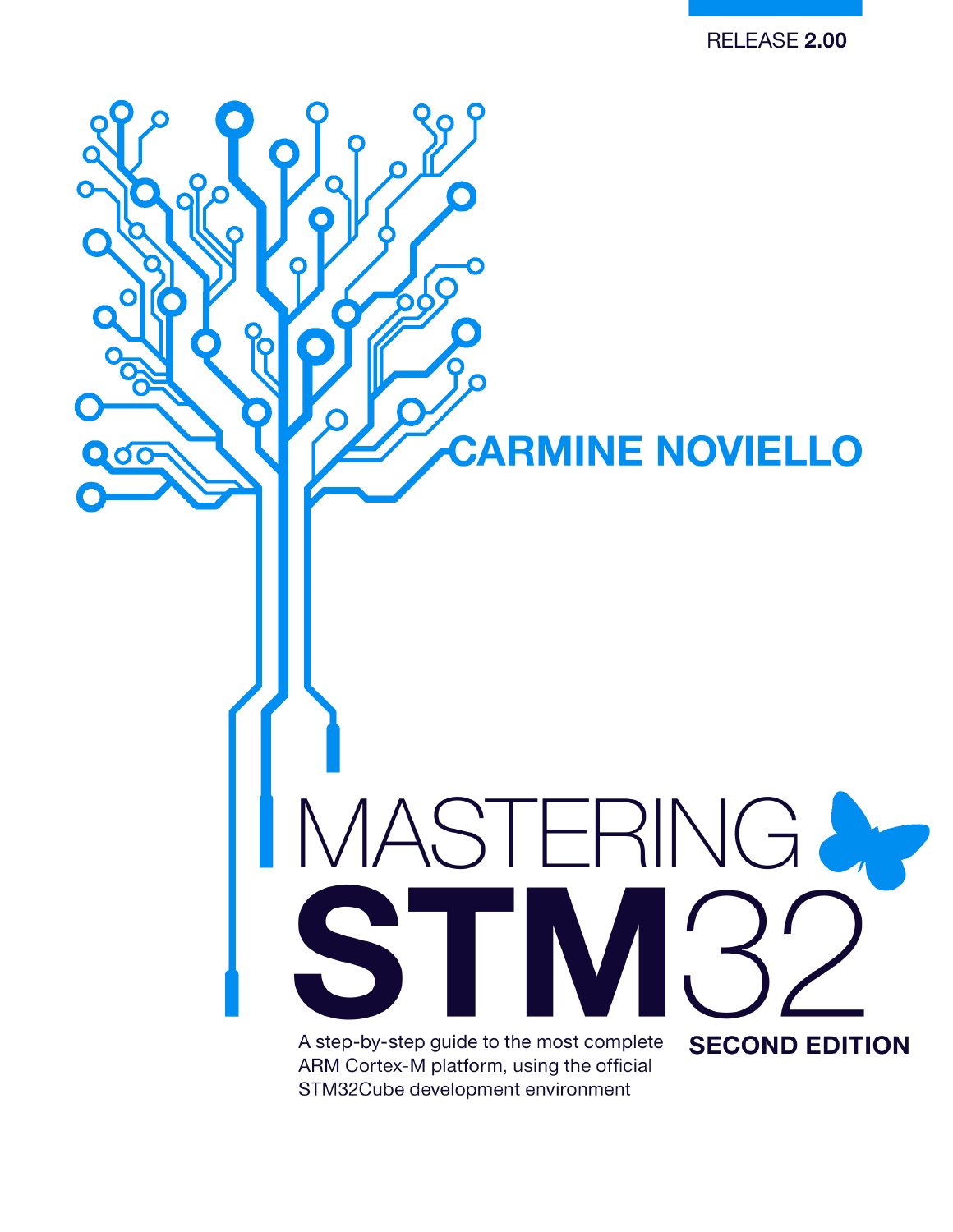RELEASE **2.00**

**CARMINE NOVIELLO**

# MASTERING STM32

A step-by-step guide to the most complete ARM Cortex-M platform, using the official STM32Cube development environment

**SECOND EDITION**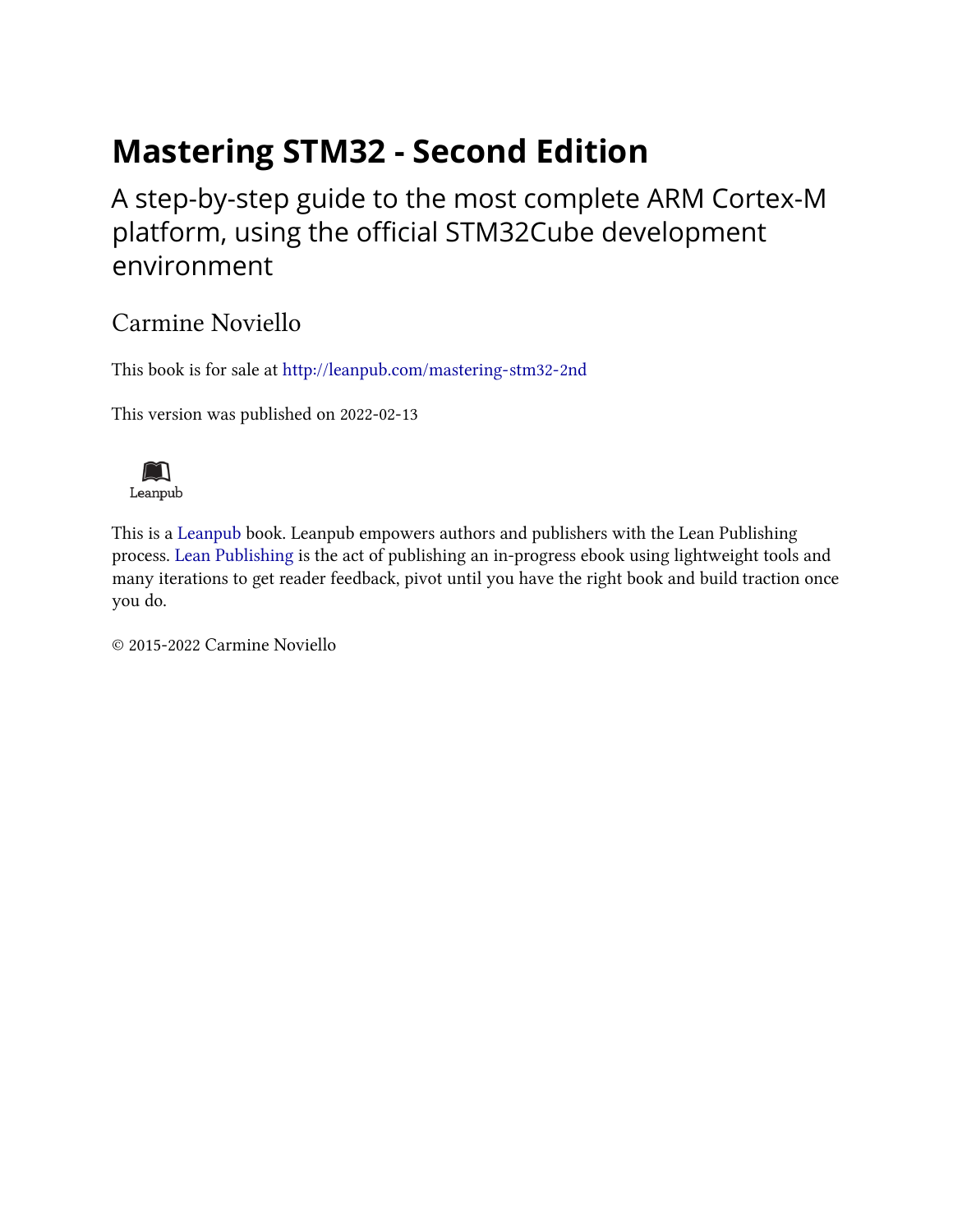# Mastering STM32 - Second Edition

## A step-by-step guide to the most complete ARM Cortex-M platform, using the official STM32Cube development environment

Carmine Noviello

This book is for sale at http://leanpub.com/mastering-stm32-2nd

This version was published on 2022-02-13

Leanpub

This is a Leanpub book. Leanpub empowers authors and publishers with the Lean Publishing process. Lean Publishing is the act of publishing an in-progress ebook using lightweight tools and many iterations to get reader feedback, pivot until you have the right book and build traction once you do.

© 2015-2022 Carmine Noviello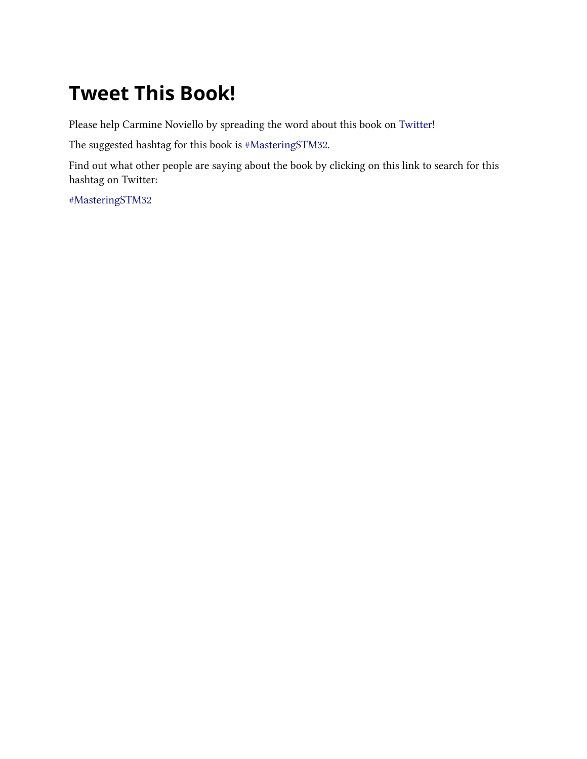# Tweet This Book!

Please help Carmine Noviello by spreading the word about this book on Twitter!

The suggested hashtag for this book is #MasteringSTM32.

Find out what other people are saying about the book by clicking on this link to search for this hashtag on Twitter:

#MasteringSTM32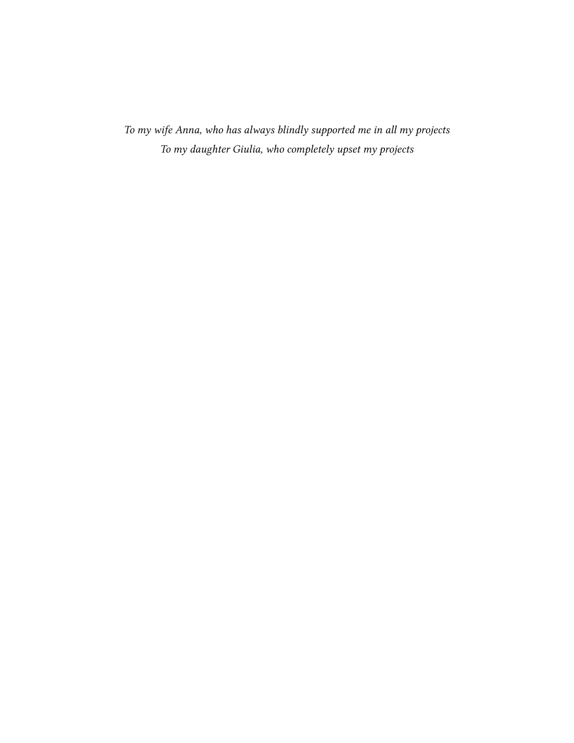*To my wife Anna, who has always blindly supported me in all my projects*
*To my daughter Giulia, who completely upset my projects*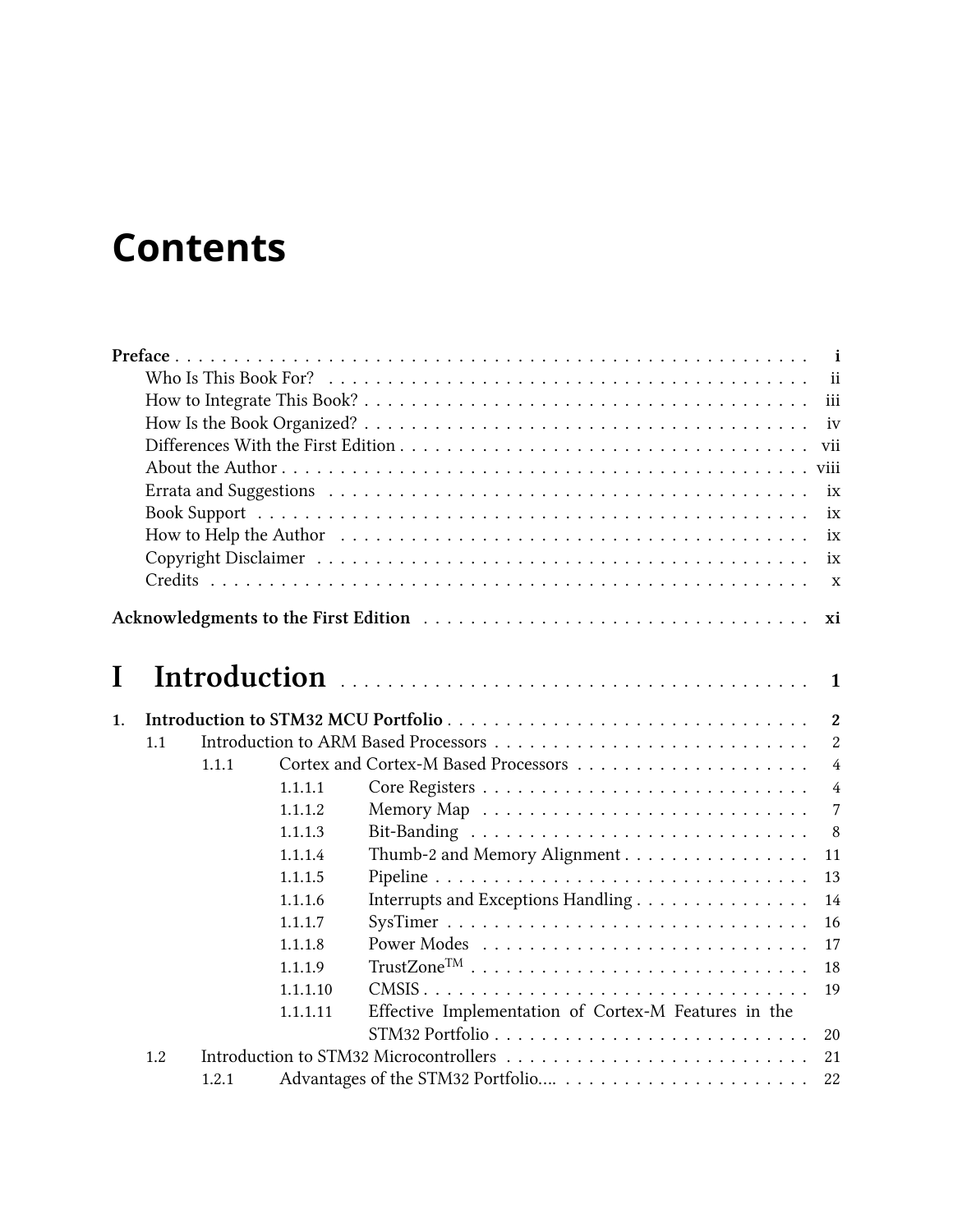# Contents

**Preface** . . . . . . . . . . . . . . . . . . . . . . . . . . . . . . . . . . . . . . . . . . . . . . . . . **i**

- Who Is This Book For? . . . . . . . . . . . . . . . . . . . . . . . . . . . . . . . . . . . . . . . . . ii
- How to Integrate This Book? . . . . . . . . . . . . . . . . . . . . . . . . . . . . . . . . . . . . . . iii
- How Is the Book Organized? . . . . . . . . . . . . . . . . . . . . . . . . . . . . . . . . . . . . . . iv
- Differences With the First Edition . . . . . . . . . . . . . . . . . . . . . . . . . . . . . . . . . . vii
- About the Author . . . . . . . . . . . . . . . . . . . . . . . . . . . . . . . . . . . . . . . . . . . . viii
- Errata and Suggestions . . . . . . . . . . . . . . . . . . . . . . . . . . . . . . . . . . . . . . . . . ix
- Book Support . . . . . . . . . . . . . . . . . . . . . . . . . . . . . . . . . . . . . . . . . . . . . . ix
- How to Help the Author . . . . . . . . . . . . . . . . . . . . . . . . . . . . . . . . . . . . . . . . ix
- Copyright Disclaimer . . . . . . . . . . . . . . . . . . . . . . . . . . . . . . . . . . . . . . . . . . ix
- Credits . . . . . . . . . . . . . . . . . . . . . . . . . . . . . . . . . . . . . . . . . . . . . . . . . . x

**Acknowledgments to the First Edition** . . . . . . . . . . . . . . . . . . . . . . . . . . . . . . . . . **xi**

# I Introduction . . . . . . . . . . . . . . . . . . . . . . . . . . . . . . . . . . . . . . . . . . 1

**1. Introduction to STM32 MCU Portfolio** . . . . . . . . . . . . . . . . . . . . . . . . . . . . . . . **2**

- 1.1 Introduction to ARM Based Processors . . . . . . . . . . . . . . . . . . . . . . . . . . . . 2
  - 1.1.1 Cortex and Cortex-M Based Processors . . . . . . . . . . . . . . . . . . . . . 4
    - 1.1.1.1 Core Registers . . . . . . . . . . . . . . . . . . . . . . . . . . . . 4
    - 1.1.1.2 Memory Map . . . . . . . . . . . . . . . . . . . . . . . . . . . . 7
    - 1.1.1.3 Bit-Banding . . . . . . . . . . . . . . . . . . . . . . . . . . . . . 8
    - 1.1.1.4 Thumb-2 and Memory Alignment . . . . . . . . . . . . . . . . 11
    - 1.1.1.5 Pipeline . . . . . . . . . . . . . . . . . . . . . . . . . . . . . . . 13
    - 1.1.1.6 Interrupts and Exceptions Handling . . . . . . . . . . . . . . . 14
    - 1.1.1.7 SysTimer . . . . . . . . . . . . . . . . . . . . . . . . . . . . . . 16
    - 1.1.1.8 Power Modes . . . . . . . . . . . . . . . . . . . . . . . . . . . . 17
    - 1.1.1.9 TrustZone™ . . . . . . . . . . . . . . . . . . . . . . . . . . . . 18
    - 1.1.1.10 CMSIS . . . . . . . . . . . . . . . . . . . . . . . . . . . . . . . 19
    - 1.1.1.11 Effective Implementation of Cortex-M Features in the STM32 Portfolio . . . . . . . . . . . . . . . . . . . . . . . . . . . 20
- 1.2 Introduction to STM32 Microcontrollers . . . . . . . . . . . . . . . . . . . . . . . . . . 21
  - 1.2.1 Advantages of the STM32 Portfolio…. . . . . . . . . . . . . . . . . . . . . . . 22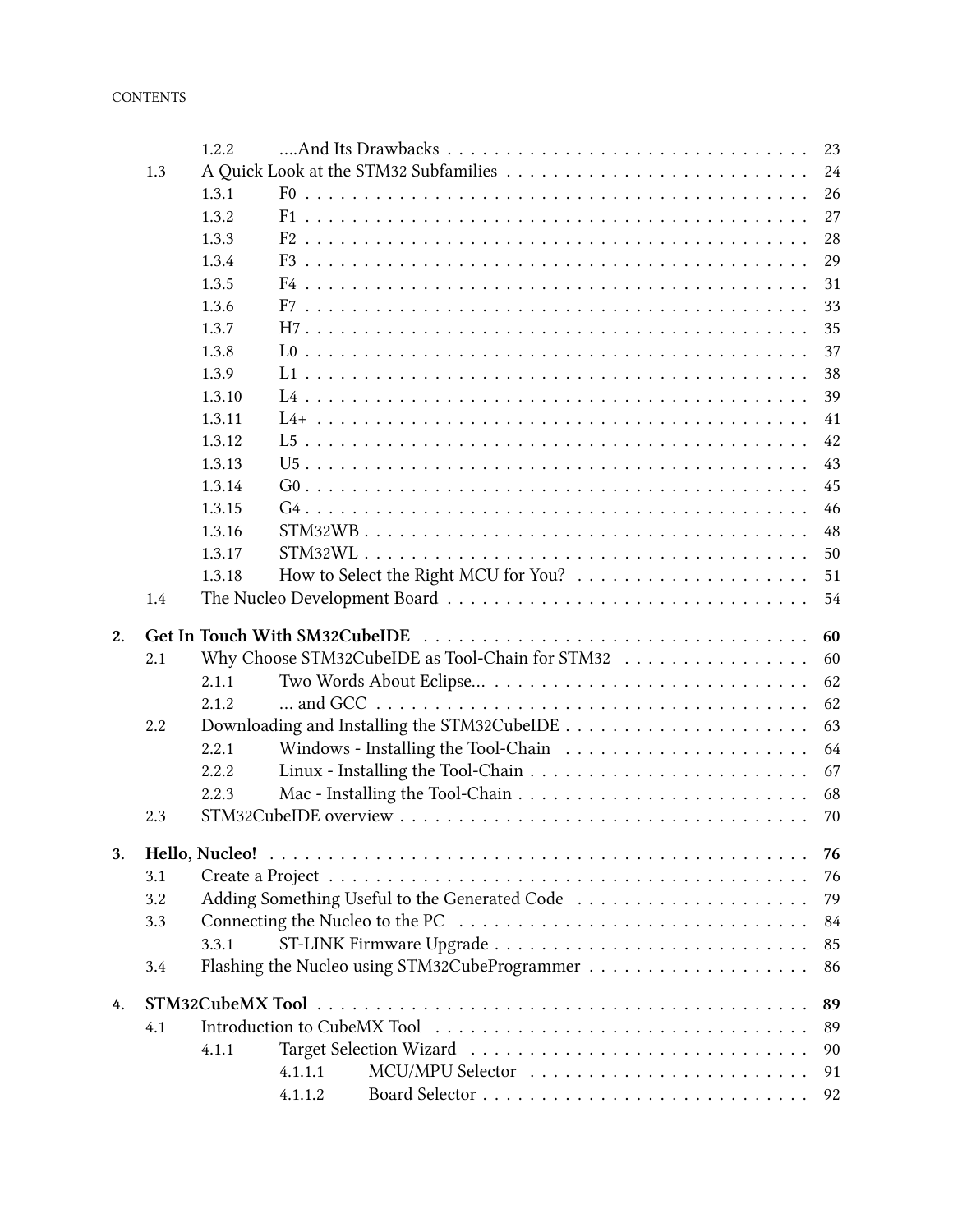| | | | |
|---|---|---|---|
| | 1.2.2 | ....And Its Drawbacks | 23 |
| 1.3 | A Quick Look at the STM32 Subfamilies | | 24 |
| | 1.3.1 | F0 | 26 |
| | 1.3.2 | F1 | 27 |
| | 1.3.3 | F2 | 28 |
| | 1.3.4 | F3 | 29 |
| | 1.3.5 | F4 | 31 |
| | 1.3.6 | F7 | 33 |
| | 1.3.7 | H7 | 35 |
| | 1.3.8 | L0 | 37 |
| | 1.3.9 | L1 | 38 |
| | 1.3.10 | L4 | 39 |
| | 1.3.11 | L4+ | 41 |
| | 1.3.12 | L5 | 42 |
| | 1.3.13 | U5 | 43 |
| | 1.3.14 | G0 | 45 |
| | 1.3.15 | G4 | 46 |
| | 1.3.16 | STM32WB | 48 |
| | 1.3.17 | STM32WL | 50 |
| | 1.3.18 | How to Select the Right MCU for You? | 51 |
| 1.4 | The Nucleo Development Board | | 54 |

**2. Get In Touch With SM32CubeIDE** ..... **60**

| | | | |
|---|---|---|---|
| 2.1 | Why Choose STM32CubeIDE as Tool-Chain for STM32 | | 60 |
| | 2.1.1 | Two Words About Eclipse... | 62 |
| | 2.1.2 | ... and GCC | 62 |
| 2.2 | Downloading and Installing the STM32CubeIDE | | 63 |
| | 2.2.1 | Windows - Installing the Tool-Chain | 64 |
| | 2.2.2 | Linux - Installing the Tool-Chain | 67 |
| | 2.2.3 | Mac - Installing the Tool-Chain | 68 |
| 2.3 | STM32CubeIDE overview | | 70 |

**3. Hello, Nucleo!** ..... **76**

| | | | |
|---|---|---|---|
| 3.1 | Create a Project | | 76 |
| 3.2 | Adding Something Useful to the Generated Code | | 79 |
| 3.3 | Connecting the Nucleo to the PC | | 84 |
| | 3.3.1 | ST-LINK Firmware Upgrade | 85 |
| 3.4 | Flashing the Nucleo using STM32CubeProgrammer | | 86 |

**4. STM32CubeMX Tool** ..... **89**

| | | | | |
|---|---|---|---|---|
| 4.1 | Introduction to CubeMX Tool | | | 89 |
| | 4.1.1 | Target Selection Wizard | | 90 |
| | | 4.1.1.1 | MCU/MPU Selector | 91 |
| | | 4.1.1.2 | Board Selector | 92 |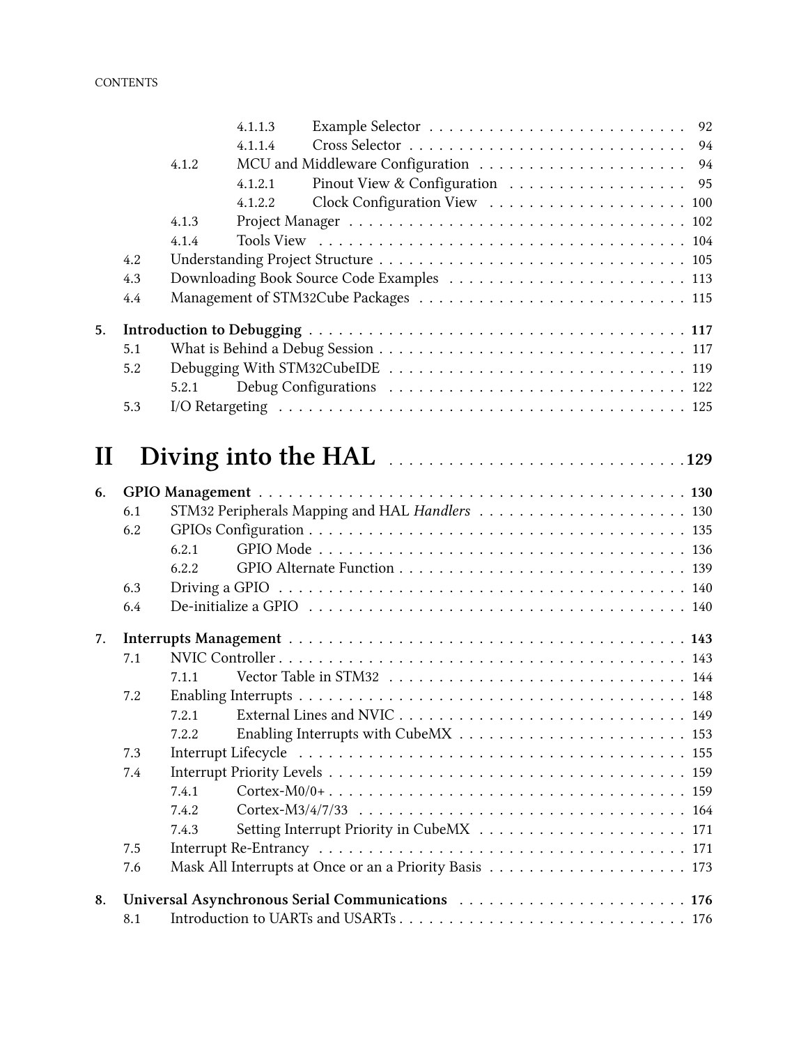- 4.1.1.3 Example Selector . . . . . . . . . . . . . . . . . . . . . . . . . 92
- 4.1.1.4 Cross Selector . . . . . . . . . . . . . . . . . . . . . . . . . . . 94
- 4.1.2 MCU and Middleware Configuration . . . . . . . . . . . . . . . . . . . 94
  - 4.1.2.1 Pinout View & Configuration . . . . . . . . . . . . . . . . . 95
  - 4.1.2.2 Clock Configuration View . . . . . . . . . . . . . . . . . . . 100
- 4.1.3 Project Manager . . . . . . . . . . . . . . . . . . . . . . . . . . . . . . 102
- 4.1.4 Tools View . . . . . . . . . . . . . . . . . . . . . . . . . . . . . . . . . 104

4.2 Understanding Project Structure . . . . . . . . . . . . . . . . . . . . . . . . . . . 105
4.3 Downloading Book Source Code Examples . . . . . . . . . . . . . . . . . . . . . . 113
4.4 Management of STM32Cube Packages . . . . . . . . . . . . . . . . . . . . . . . . 115

**5. Introduction to Debugging . . . . . . . . . . . . . . . . . . . . . . . . . . . . . . . . 117**

5.1 What is Behind a Debug Session . . . . . . . . . . . . . . . . . . . . . . . . . . . 117
5.2 Debugging With STM32CubeIDE . . . . . . . . . . . . . . . . . . . . . . . . . . 119
- 5.2.1 Debug Configurations . . . . . . . . . . . . . . . . . . . . . . . . . . . 122

5.3 I/O Retargeting . . . . . . . . . . . . . . . . . . . . . . . . . . . . . . . . . . . . 125

# II Diving into the HAL . . . . . . . . . . . . . . . . . . . . . . . . . . . . .129

**6. GPIO Management . . . . . . . . . . . . . . . . . . . . . . . . . . . . . . . . . . . . 130**

6.1 STM32 Peripherals Mapping and HAL *Handlers* . . . . . . . . . . . . . . . . . . . . 130
6.2 GPIOs Configuration . . . . . . . . . . . . . . . . . . . . . . . . . . . . . . . . . . 135
- 6.2.1 GPIO Mode . . . . . . . . . . . . . . . . . . . . . . . . . . . . . . . . . . 136
- 6.2.2 GPIO Alternate Function . . . . . . . . . . . . . . . . . . . . . . . . . . . 139

6.3 Driving a GPIO . . . . . . . . . . . . . . . . . . . . . . . . . . . . . . . . . . . . . 140
6.4 De-initialize a GPIO . . . . . . . . . . . . . . . . . . . . . . . . . . . . . . . . . . 140

**7. Interrupts Management . . . . . . . . . . . . . . . . . . . . . . . . . . . . . . . . . . 143**

7.1 NVIC Controller . . . . . . . . . . . . . . . . . . . . . . . . . . . . . . . . . . . . . 143
- 7.1.1 Vector Table in STM32 . . . . . . . . . . . . . . . . . . . . . . . . . . . . 144

7.2 Enabling Interrupts . . . . . . . . . . . . . . . . . . . . . . . . . . . . . . . . . . . 148
- 7.2.1 External Lines and NVIC . . . . . . . . . . . . . . . . . . . . . . . . . . . 149
- 7.2.2 Enabling Interrupts with CubeMX . . . . . . . . . . . . . . . . . . . . . . 153

7.3 Interrupt Lifecycle . . . . . . . . . . . . . . . . . . . . . . . . . . . . . . . . . . . 155
7.4 Interrupt Priority Levels . . . . . . . . . . . . . . . . . . . . . . . . . . . . . . . . 159
- 7.4.1 Cortex-M0/0+ . . . . . . . . . . . . . . . . . . . . . . . . . . . . . . . . . 159
- 7.4.2 Cortex-M3/4/7/33 . . . . . . . . . . . . . . . . . . . . . . . . . . . . . . . 164
- 7.4.3 Setting Interrupt Priority in CubeMX . . . . . . . . . . . . . . . . . . . . 171

7.5 Interrupt Re-Entrancy . . . . . . . . . . . . . . . . . . . . . . . . . . . . . . . . . 171
7.6 Mask All Interrupts at Once or an a Priority Basis . . . . . . . . . . . . . . . . . . . 173

**8. Universal Asynchronous Serial Communications . . . . . . . . . . . . . . . . . . . . . 176**

8.1 Introduction to UARTs and USARTs . . . . . . . . . . . . . . . . . . . . . . . . . . 176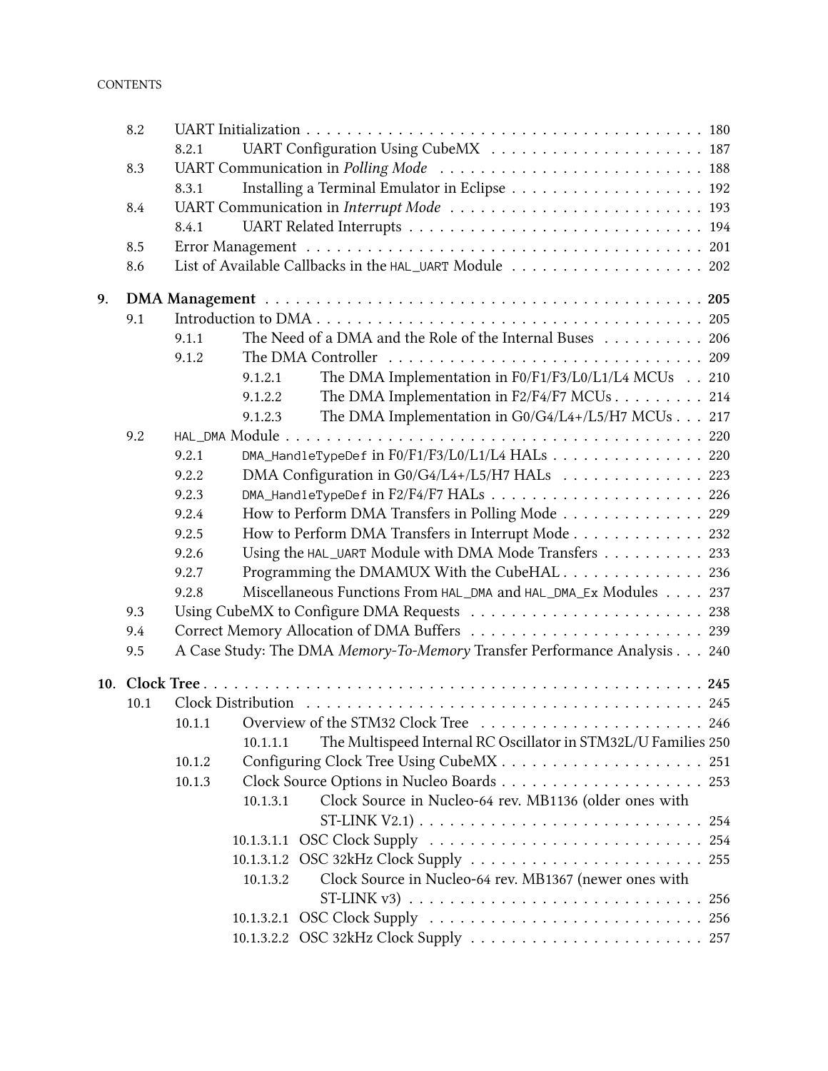- 8.2 UART Initialization . . . . . . . . . . . . . . . . . . . . . . . . . . . . . . . . . . . . . . . 180
  - 8.2.1 UART Configuration Using CubeMX . . . . . . . . . . . . . . . . . . . . . 187
- 8.3 UART Communication in *Polling Mode* . . . . . . . . . . . . . . . . . . . . . . . . . . 188
  - 8.3.1 Installing a Terminal Emulator in Eclipse . . . . . . . . . . . . . . . . . . . 192
- 8.4 UART Communication in *Interrupt Mode* . . . . . . . . . . . . . . . . . . . . . . . . . 193
  - 8.4.1 UART Related Interrupts . . . . . . . . . . . . . . . . . . . . . . . . . . . . 194
- 8.5 Error Management . . . . . . . . . . . . . . . . . . . . . . . . . . . . . . . . . . . . . . 201
- 8.6 List of Available Callbacks in the `HAL_UART` Module . . . . . . . . . . . . . . . . . . . 202

**9. DMA Management . . . . . . . . . . . . . . . . . . . . . . . . . . . . . . . . . . . . . . . . . . 205**

- 9.1 Introduction to DMA . . . . . . . . . . . . . . . . . . . . . . . . . . . . . . . . . . . . . . 205
  - 9.1.1 The Need of a DMA and the Role of the Internal Buses . . . . . . . . . . 206
  - 9.1.2 The DMA Controller . . . . . . . . . . . . . . . . . . . . . . . . . . . . . . . 209
    - 9.1.2.1 The DMA Implementation in F0/F1/F3/L0/L1/L4 MCUs . . 210
    - 9.1.2.2 The DMA Implementation in F2/F4/F7 MCUs . . . . . . . . . 214
    - 9.1.2.3 The DMA Implementation in G0/G4/L4+/L5/H7 MCUs . . . 217
- 9.2 `HAL_DMA` Module . . . . . . . . . . . . . . . . . . . . . . . . . . . . . . . . . . . . . . . 220
  - 9.2.1 `DMA_HandleTypeDef` in F0/F1/F3/L0/L1/L4 HALs . . . . . . . . . . . . . . . 220
  - 9.2.2 DMA Configuration in G0/G4/L4+/L5/H7 HALs . . . . . . . . . . . . . . 223
  - 9.2.3 `DMA_HandleTypeDef` in F2/F4/F7 HALs . . . . . . . . . . . . . . . . . . . . . 226
  - 9.2.4 How to Perform DMA Transfers in Polling Mode . . . . . . . . . . . . . . 229
  - 9.2.5 How to Perform DMA Transfers in Interrupt Mode . . . . . . . . . . . . . 232
  - 9.2.6 Using the `HAL_UART` Module with DMA Mode Transfers . . . . . . . . . . 233
  - 9.2.7 Programming the DMAMUX With the CubeHAL . . . . . . . . . . . . . . 236
  - 9.2.8 Miscellaneous Functions From `HAL_DMA` and `HAL_DMA_Ex` Modules . . . . 237
- 9.3 Using CubeMX to Configure DMA Requests . . . . . . . . . . . . . . . . . . . . . . 238
- 9.4 Correct Memory Allocation of DMA Buffers . . . . . . . . . . . . . . . . . . . . . . 239
- 9.5 A Case Study: The DMA *Memory-To-Memory* Transfer Performance Analysis . . . 240

**10. Clock Tree . . . . . . . . . . . . . . . . . . . . . . . . . . . . . . . . . . . . . . . . . . . . . . 245**

- 10.1 Clock Distribution . . . . . . . . . . . . . . . . . . . . . . . . . . . . . . . . . . . . . . 245
  - 10.1.1 Overview of the STM32 Clock Tree . . . . . . . . . . . . . . . . . . . . . 246
    - 10.1.1.1 The Multispeed Internal RC Oscillator in STM32L/U Families 250
  - 10.1.2 Configuring Clock Tree Using CubeMX . . . . . . . . . . . . . . . . . . . . 251
  - 10.1.3 Clock Source Options in Nucleo Boards . . . . . . . . . . . . . . . . . . . 253
    - 10.1.3.1 Clock Source in Nucleo-64 rev. MB1136 (older ones with ST-LINK V2.1) . . . . . . . . . . . . . . . . . . . . . . . . . . . . 254
      - 10.1.3.1.1 OSC Clock Supply . . . . . . . . . . . . . . . . . . . . . . . . . . . 254
      - 10.1.3.1.2 OSC 32kHz Clock Supply . . . . . . . . . . . . . . . . . . . . . . . 255
    - 10.1.3.2 Clock Source in Nucleo-64 rev. MB1367 (newer ones with ST-LINK v3) . . . . . . . . . . . . . . . . . . . . . . . . . . . . . 256
      - 10.1.3.2.1 OSC Clock Supply . . . . . . . . . . . . . . . . . . . . . . . . . . . 256
      - 10.1.3.2.2 OSC 32kHz Clock Supply . . . . . . . . . . . . . . . . . . . . . . . 257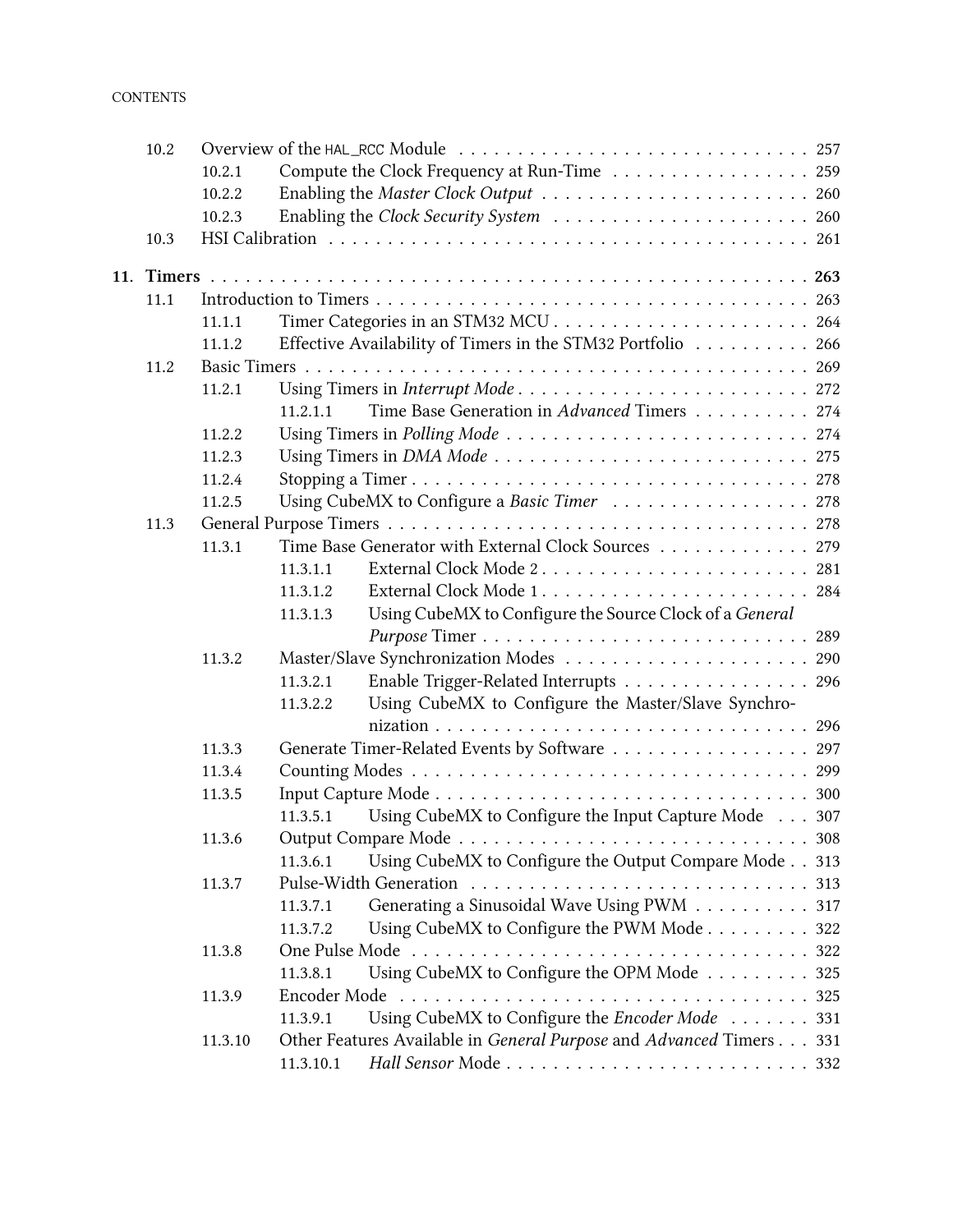| | | | |
|---|---|---|---|
| 10.2 | Overview of the `HAL_RCC` Module | | 257 |
| | 10.2.1 | Compute the Clock Frequency at Run-Time | 259 |
| | 10.2.2 | Enabling the *Master Clock Output* | 260 |
| | 10.2.3 | Enabling the *Clock Security System* | 260 |
| 10.3 | HSI Calibration | | 261 |

**11. Timers** . . . **263**

| | | | | |
|---|---|---|---|---|
| 11.1 | Introduction to Timers | | | 263 |
| | 11.1.1 | Timer Categories in an STM32 MCU | | 264 |
| | 11.1.2 | Effective Availability of Timers in the STM32 Portfolio | | 266 |
| 11.2 | Basic Timers | | | 269 |
| | 11.2.1 | Using Timers in *Interrupt Mode* | | 272 |
| | | 11.2.1.1 | Time Base Generation in *Advanced* Timers | 274 |
| | 11.2.2 | Using Timers in *Polling Mode* | | 274 |
| | 11.2.3 | Using Timers in *DMA Mode* | | 275 |
| | 11.2.4 | Stopping a Timer | | 278 |
| | 11.2.5 | Using CubeMX to Configure a *Basic Timer* | | 278 |
| 11.3 | General Purpose Timers | | | 278 |
| | 11.3.1 | Time Base Generator with External Clock Sources | | 279 |
| | | 11.3.1.1 | External Clock Mode 2 | 281 |
| | | 11.3.1.2 | External Clock Mode 1 | 284 |
| | | 11.3.1.3 | Using CubeMX to Configure the Source Clock of a *General Purpose* Timer | 289 |
| | 11.3.2 | Master/Slave Synchronization Modes | | 290 |
| | | 11.3.2.1 | Enable Trigger-Related Interrupts | 296 |
| | | 11.3.2.2 | Using CubeMX to Configure the Master/Slave Synchronization | 296 |
| | 11.3.3 | Generate Timer-Related Events by Software | | 297 |
| | 11.3.4 | Counting Modes | | 299 |
| | 11.3.5 | Input Capture Mode | | 300 |
| | | 11.3.5.1 | Using CubeMX to Configure the Input Capture Mode | 307 |
| | 11.3.6 | Output Compare Mode | | 308 |
| | | 11.3.6.1 | Using CubeMX to Configure the Output Compare Mode | 313 |
| | 11.3.7 | Pulse-Width Generation | | 313 |
| | | 11.3.7.1 | Generating a Sinusoidal Wave Using PWM | 317 |
| | | 11.3.7.2 | Using CubeMX to Configure the PWM Mode | 322 |
| | 11.3.8 | One Pulse Mode | | 322 |
| | | 11.3.8.1 | Using CubeMX to Configure the OPM Mode | 325 |
| | 11.3.9 | Encoder Mode | | 325 |
| | | 11.3.9.1 | Using CubeMX to Configure the *Encoder Mode* | 331 |
| | 11.3.10 | Other Features Available in *General Purpose* and *Advanced* Timers | | 331 |
| | | 11.3.10.1 | *Hall Sensor* Mode | 332 |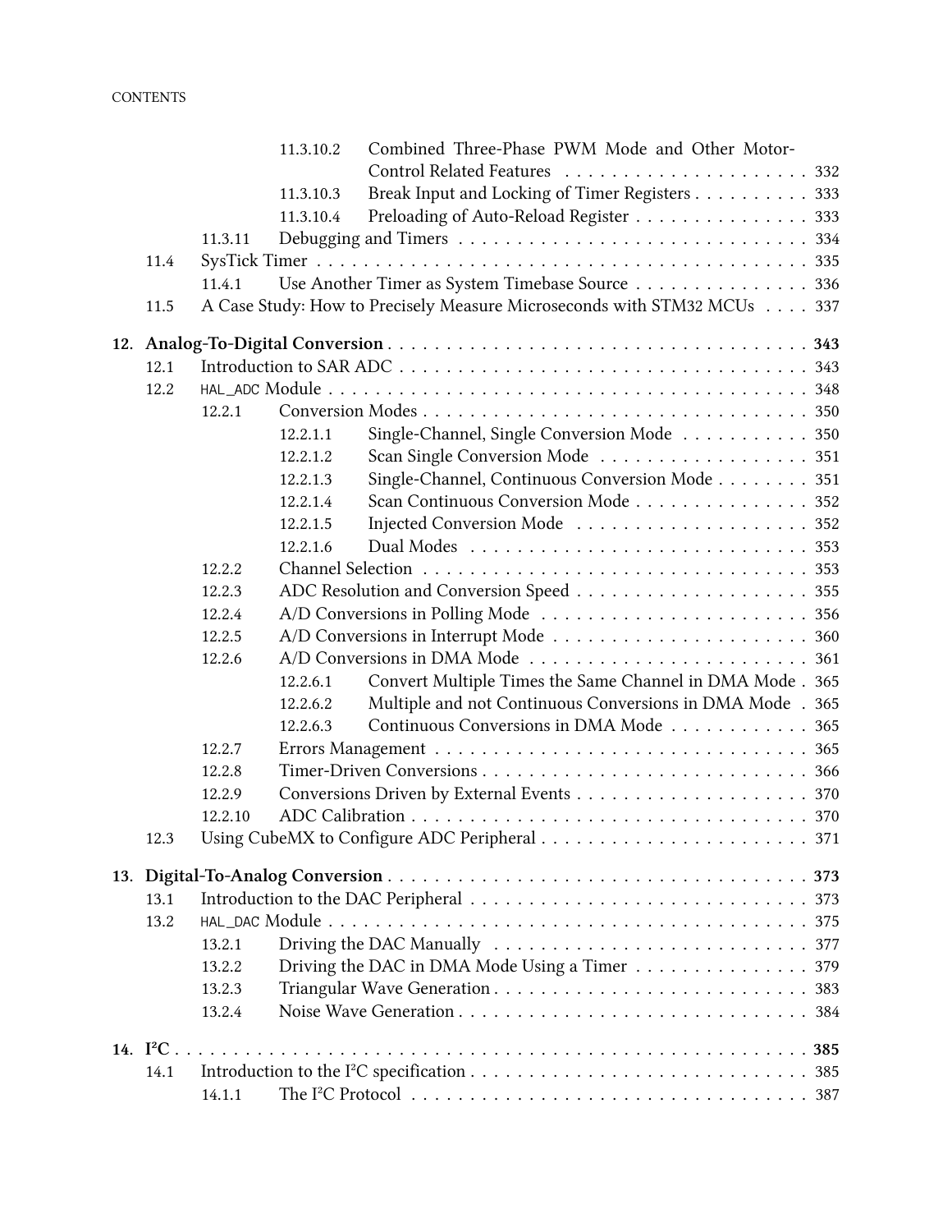- 11.3.10.2 Combined Three-Phase PWM Mode and Other Motor-Control Related Features . . . . . 332
- 11.3.10.3 Break Input and Locking of Timer Registers . . . . . 333
- 11.3.10.4 Preloading of Auto-Reload Register . . . . . 333
- 11.3.11 Debugging and Timers . . . . . 334
- 11.4 SysTick Timer . . . . . 335
  - 11.4.1 Use Another Timer as System Timebase Source . . . . . 336
- 11.5 A Case Study: How to Precisely Measure Microseconds with STM32 MCUs . . . . . 337

**12. Analog-To-Digital Conversion . . . . . 343**
- 12.1 Introduction to SAR ADC . . . . . 343
- 12.2 `HAL_ADC` Module . . . . . 348
  - 12.2.1 Conversion Modes . . . . . 350
    - 12.2.1.1 Single-Channel, Single Conversion Mode . . . . . 350
    - 12.2.1.2 Scan Single Conversion Mode . . . . . 351
    - 12.2.1.3 Single-Channel, Continuous Conversion Mode . . . . . 351
    - 12.2.1.4 Scan Continuous Conversion Mode . . . . . 352
    - 12.2.1.5 Injected Conversion Mode . . . . . 352
    - 12.2.1.6 Dual Modes . . . . . 353
  - 12.2.2 Channel Selection . . . . . 353
  - 12.2.3 ADC Resolution and Conversion Speed . . . . . 355
  - 12.2.4 A/D Conversions in Polling Mode . . . . . 356
  - 12.2.5 A/D Conversions in Interrupt Mode . . . . . 360
  - 12.2.6 A/D Conversions in DMA Mode . . . . . 361
    - 12.2.6.1 Convert Multiple Times the Same Channel in DMA Mode . 365
    - 12.2.6.2 Multiple and not Continuous Conversions in DMA Mode . 365
    - 12.2.6.3 Continuous Conversions in DMA Mode . . . . . 365
  - 12.2.7 Errors Management . . . . . 365
  - 12.2.8 Timer-Driven Conversions . . . . . 366
  - 12.2.9 Conversions Driven by External Events . . . . . 370
  - 12.2.10 ADC Calibration . . . . . 370
- 12.3 Using CubeMX to Configure ADC Peripheral . . . . . 371

**13. Digital-To-Analog Conversion . . . . . 373**
- 13.1 Introduction to the DAC Peripheral . . . . . 373
- 13.2 `HAL_DAC` Module . . . . . 375
  - 13.2.1 Driving the DAC Manually . . . . . 377
  - 13.2.2 Driving the DAC in DMA Mode Using a Timer . . . . . 379
  - 13.2.3 Triangular Wave Generation . . . . . 383
  - 13.2.4 Noise Wave Generation . . . . . 384

**14. I²C . . . . . 385**
- 14.1 Introduction to the I²C specification . . . . . 385
  - 14.1.1 The I²C Protocol . . . . . 387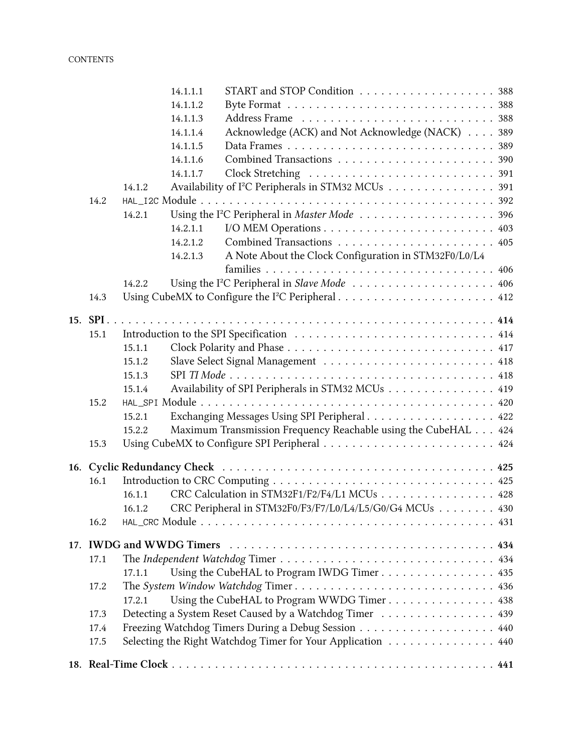- 14.1.1.1 START and STOP Condition . . . . . . . . . . . . . . . . . . . 388
- 14.1.1.2 Byte Format . . . . . . . . . . . . . . . . . . . . . . . . . . . . 388
- 14.1.1.3 Address Frame . . . . . . . . . . . . . . . . . . . . . . . . . . 388
- 14.1.1.4 Acknowledge (ACK) and Not Acknowledge (NACK) . . . . 389
- 14.1.1.5 Data Frames . . . . . . . . . . . . . . . . . . . . . . . . . . . . 389
- 14.1.1.6 Combined Transactions . . . . . . . . . . . . . . . . . . . . . . 390
- 14.1.1.7 Clock Stretching . . . . . . . . . . . . . . . . . . . . . . . . . 391
- 14.1.2 Availability of I²C Peripherals in STM32 MCUs . . . . . . . . . . . . . . . 391
- 14.2 `HAL_I2C` Module . . . . . . . . . . . . . . . . . . . . . . . . . . . . . . . . . . . . . . 392
- 14.2.1 Using the I²C Peripheral in *Master Mode* . . . . . . . . . . . . . . . . . . . 396
- 14.2.1.1 I/O MEM Operations . . . . . . . . . . . . . . . . . . . . . . . 403
- 14.2.1.2 Combined Transactions . . . . . . . . . . . . . . . . . . . . . . 405
- 14.2.1.3 A Note About the Clock Configuration in STM32F0/L0/L4 families . . . . . . . . . . . . . . . . . . . . . . . . . . . . . . . 406
- 14.2.2 Using the I²C Peripheral in *Slave Mode* . . . . . . . . . . . . . . . . . . . . 406
- 14.3 Using CubeMX to Configure the I²C Peripheral . . . . . . . . . . . . . . . . . . . . . 412

**15. SPI . . . . . . . . . . . . . . . . . . . . . . . . . . . . . . . . . . . . . . . . . . . . . . . . . 414**

- 15.1 Introduction to the SPI Specification . . . . . . . . . . . . . . . . . . . . . . . . . . . . 414
- 15.1.1 Clock Polarity and Phase . . . . . . . . . . . . . . . . . . . . . . . . . . . . 417
- 15.1.2 Slave Select Signal Management . . . . . . . . . . . . . . . . . . . . . . . . 418
- 15.1.3 SPI *TI Mode* . . . . . . . . . . . . . . . . . . . . . . . . . . . . . . . . . . . 418
- 15.1.4 Availability of SPI Peripherals in STM32 MCUs . . . . . . . . . . . . . . . 419
- 15.2 `HAL_SPI` Module . . . . . . . . . . . . . . . . . . . . . . . . . . . . . . . . . . . . . . 420
- 15.2.1 Exchanging Messages Using SPI Peripheral . . . . . . . . . . . . . . . . . . 422
- 15.2.2 Maximum Transmission Frequency Reachable using the CubeHAL . . . 424
- 15.3 Using CubeMX to Configure SPI Peripheral . . . . . . . . . . . . . . . . . . . . . . . . 424

**16. Cyclic Redundancy Check . . . . . . . . . . . . . . . . . . . . . . . . . . . . . . . . . . . 425**

- 16.1 Introduction to CRC Computing . . . . . . . . . . . . . . . . . . . . . . . . . . . . . . 425
- 16.1.1 CRC Calculation in STM32F1/F2/F4/L1 MCUs . . . . . . . . . . . . . . . . 428
- 16.1.2 CRC Peripheral in STM32F0/F3/F7/L0/L4/L5/G0/G4 MCUs . . . . . . . . 430
- 16.2 `HAL_CRC` Module . . . . . . . . . . . . . . . . . . . . . . . . . . . . . . . . . . . . . . 431

**17. IWDG and WWDG Timers . . . . . . . . . . . . . . . . . . . . . . . . . . . . . . . . . . 434**

- 17.1 The *Independent Watchdog* Timer . . . . . . . . . . . . . . . . . . . . . . . . . . . . 434
- 17.1.1 Using the CubeHAL to Program IWDG Timer . . . . . . . . . . . . . . . . 435
- 17.2 The *System Window Watchdog* Timer . . . . . . . . . . . . . . . . . . . . . . . . . . 436
- 17.2.1 Using the CubeHAL to Program WWDG Timer . . . . . . . . . . . . . . . 438
- 17.3 Detecting a System Reset Caused by a Watchdog Timer . . . . . . . . . . . . . . . . 439
- 17.4 Freezing Watchdog Timers During a Debug Session . . . . . . . . . . . . . . . . . . 440
- 17.5 Selecting the Right Watchdog Timer for Your Application . . . . . . . . . . . . . . 440

**18. Real-Time Clock . . . . . . . . . . . . . . . . . . . . . . . . . . . . . . . . . . . . . . . . . 441**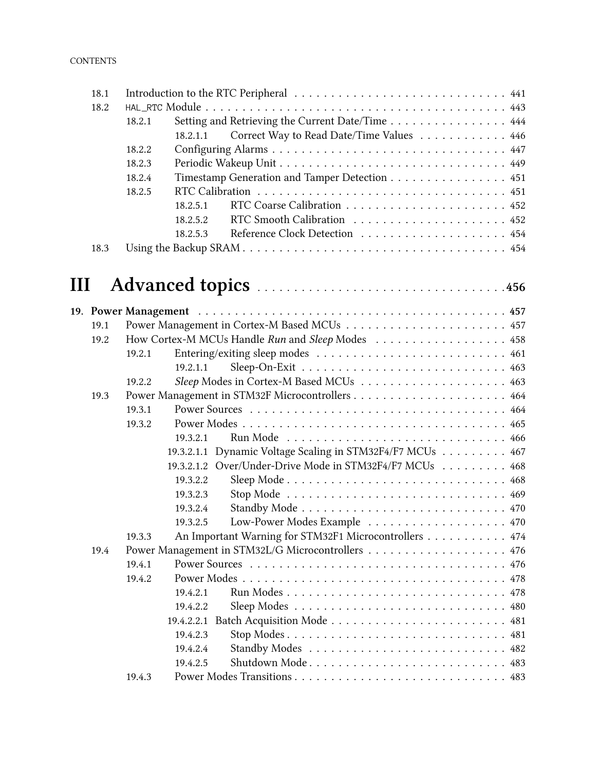18.1 Introduction to the RTC Peripheral . . . . . . . . . . . . . . . . . . . . . . . . . . . . 441
18.2 HAL_RTC Module . . . . . . . . . . . . . . . . . . . . . . . . . . . . . . . . . . . . . . . . . . 443
18.2.1 Setting and Retrieving the Current Date/Time . . . . . . . . . . . . . . . . 444
18.2.1.1 Correct Way to Read Date/Time Values . . . . . . . . . . . . 446
18.2.2 Configuring Alarms . . . . . . . . . . . . . . . . . . . . . . . . . . . . . . . . . 447
18.2.3 Periodic Wakeup Unit . . . . . . . . . . . . . . . . . . . . . . . . . . . . . . . 449
18.2.4 Timestamp Generation and Tamper Detection . . . . . . . . . . . . . . . . 451
18.2.5 RTC Calibration . . . . . . . . . . . . . . . . . . . . . . . . . . . . . . . . . . 451
18.2.5.1 RTC Coarse Calibration . . . . . . . . . . . . . . . . . . . . . . 452
18.2.5.2 RTC Smooth Calibration . . . . . . . . . . . . . . . . . . . . . 452
18.2.5.3 Reference Clock Detection . . . . . . . . . . . . . . . . . . . . 454
18.3 Using the Backup SRAM . . . . . . . . . . . . . . . . . . . . . . . . . . . . . . . . . . . . 454

# III Advanced topics . . . . . . . . . . . . . . . . . . . . . . . . . . . . . . . . .456

**19. Power Management . . . . . . . . . . . . . . . . . . . . . . . . . . . . . . . . . . . . . . . . . 457**
19.1 Power Management in Cortex-M Based MCUs . . . . . . . . . . . . . . . . . . . . . . 457
19.2 How Cortex-M MCUs Handle *Run* and *Sleep* Modes . . . . . . . . . . . . . . . . . . 458
19.2.1 Entering/exiting sleep modes . . . . . . . . . . . . . . . . . . . . . . . . . . 461
19.2.1.1 Sleep-On-Exit . . . . . . . . . . . . . . . . . . . . . . . . . . . . 463
19.2.2 *Sleep* Modes in Cortex-M Based MCUs . . . . . . . . . . . . . . . . . . . . 463
19.3 Power Management in STM32F Microcontrollers . . . . . . . . . . . . . . . . . . . . . 464
19.3.1 Power Sources . . . . . . . . . . . . . . . . . . . . . . . . . . . . . . . . . . . 464
19.3.2 Power Modes . . . . . . . . . . . . . . . . . . . . . . . . . . . . . . . . . . . . 465
19.3.2.1 Run Mode . . . . . . . . . . . . . . . . . . . . . . . . . . . . . . 466
19.3.2.1.1 Dynamic Voltage Scaling in STM32F4/F7 MCUs . . . . . . . . . 467
19.3.2.1.2 Over/Under-Drive Mode in STM32F4/F7 MCUs . . . . . . . . . 468
19.3.2.2 Sleep Mode . . . . . . . . . . . . . . . . . . . . . . . . . . . . . 468
19.3.2.3 Stop Mode . . . . . . . . . . . . . . . . . . . . . . . . . . . . . . 469
19.3.2.4 Standby Mode . . . . . . . . . . . . . . . . . . . . . . . . . . . . 470
19.3.2.5 Low-Power Modes Example . . . . . . . . . . . . . . . . . . . . 470
19.3.3 An Important Warning for STM32F1 Microcontrollers . . . . . . . . . . . 474
19.4 Power Management in STM32L/G Microcontrollers . . . . . . . . . . . . . . . . . . . 476
19.4.1 Power Sources . . . . . . . . . . . . . . . . . . . . . . . . . . . . . . . . . . . 476
19.4.2 Power Modes . . . . . . . . . . . . . . . . . . . . . . . . . . . . . . . . . . . . 478
19.4.2.1 Run Modes . . . . . . . . . . . . . . . . . . . . . . . . . . . . . . 478
19.4.2.2 Sleep Modes . . . . . . . . . . . . . . . . . . . . . . . . . . . . . 480
19.4.2.2.1 Batch Acquisition Mode . . . . . . . . . . . . . . . . . . . . . . . 481
19.4.2.3 Stop Modes . . . . . . . . . . . . . . . . . . . . . . . . . . . . . . 481
19.4.2.4 Standby Modes . . . . . . . . . . . . . . . . . . . . . . . . . . . 482
19.4.2.5 Shutdown Mode . . . . . . . . . . . . . . . . . . . . . . . . . . . 483
19.4.3 Power Modes Transitions . . . . . . . . . . . . . . . . . . . . . . . . . . . . 483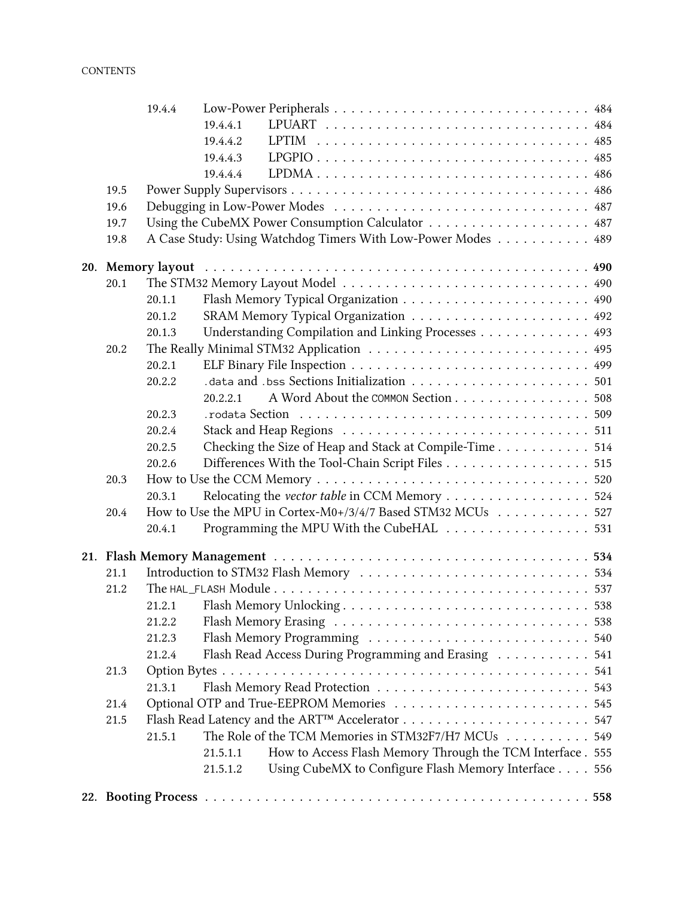- 19.4.4 Low-Power Peripherals . . . . . . . . . . . . . . . . . . . . . . . . . . . . 484
  - 19.4.4.1 LPUART . . . . . . . . . . . . . . . . . . . . . . . . . . . . . . 484
  - 19.4.4.2 LPTIM . . . . . . . . . . . . . . . . . . . . . . . . . . . . . . . 485
  - 19.4.4.3 LPGPIO . . . . . . . . . . . . . . . . . . . . . . . . . . . . . . 485
  - 19.4.4.4 LPDMA . . . . . . . . . . . . . . . . . . . . . . . . . . . . . . . 486
- 19.5 Power Supply Supervisors . . . . . . . . . . . . . . . . . . . . . . . . . . . . . . . . . 486
- 19.6 Debugging in Low-Power Modes . . . . . . . . . . . . . . . . . . . . . . . . . . . . . 487
- 19.7 Using the CubeMX Power Consumption Calculator . . . . . . . . . . . . . . . . . . 487
- 19.8 A Case Study: Using Watchdog Timers With Low-Power Modes . . . . . . . . . . . 489

**20. Memory layout . . . . . . . . . . . . . . . . . . . . . . . . . . . . . . . . . . . . . . . . . . . 490**

- 20.1 The STM32 Memory Layout Model . . . . . . . . . . . . . . . . . . . . . . . . . . . . . 490
  - 20.1.1 Flash Memory Typical Organization . . . . . . . . . . . . . . . . . . . . . . 490
  - 20.1.2 SRAM Memory Typical Organization . . . . . . . . . . . . . . . . . . . . . 492
  - 20.1.3 Understanding Compilation and Linking Processes . . . . . . . . . . . . . 493
- 20.2 The Really Minimal STM32 Application . . . . . . . . . . . . . . . . . . . . . . . . . 495
  - 20.2.1 ELF Binary File Inspection . . . . . . . . . . . . . . . . . . . . . . . . . . . 499
  - 20.2.2 `.data` and `.bss` Sections Initialization . . . . . . . . . . . . . . . . . . . . . 501
    - 20.2.2.1 A Word About the `COMMON` Section . . . . . . . . . . . . . . . . 508
  - 20.2.3 `.rodata` Section . . . . . . . . . . . . . . . . . . . . . . . . . . . . . . . . . 509
  - 20.2.4 Stack and Heap Regions . . . . . . . . . . . . . . . . . . . . . . . . . . . . 511
  - 20.2.5 Checking the Size of Heap and Stack at Compile-Time . . . . . . . . . . . 514
  - 20.2.6 Differences With the Tool-Chain Script Files . . . . . . . . . . . . . . . . . 515
- 20.3 How to Use the CCM Memory . . . . . . . . . . . . . . . . . . . . . . . . . . . . . . . 520
  - 20.3.1 Relocating the *vector table* in CCM Memory . . . . . . . . . . . . . . . . . 524
- 20.4 How to Use the MPU in Cortex-M0+/3/4/7 Based STM32 MCUs . . . . . . . . . . . 527
  - 20.4.1 Programming the MPU With the CubeHAL . . . . . . . . . . . . . . . . . . 531

**21. Flash Memory Management . . . . . . . . . . . . . . . . . . . . . . . . . . . . . . . . . . . . 534**

- 21.1 Introduction to STM32 Flash Memory . . . . . . . . . . . . . . . . . . . . . . . . . . . 534
- 21.2 The `HAL_FLASH` Module . . . . . . . . . . . . . . . . . . . . . . . . . . . . . . . . . . 537
  - 21.2.1 Flash Memory Unlocking . . . . . . . . . . . . . . . . . . . . . . . . . . . . 538
  - 21.2.2 Flash Memory Erasing . . . . . . . . . . . . . . . . . . . . . . . . . . . . . . 538
  - 21.2.3 Flash Memory Programming . . . . . . . . . . . . . . . . . . . . . . . . . . 540
  - 21.2.4 Flash Read Access During Programming and Erasing . . . . . . . . . . . 541
- 21.3 Option Bytes . . . . . . . . . . . . . . . . . . . . . . . . . . . . . . . . . . . . . . . . . 541
  - 21.3.1 Flash Memory Read Protection . . . . . . . . . . . . . . . . . . . . . . . . . 543
- 21.4 Optional OTP and True-EEPROM Memories . . . . . . . . . . . . . . . . . . . . . . . 545
- 21.5 Flash Read Latency and the ART™ Accelerator . . . . . . . . . . . . . . . . . . . . . 547
  - 21.5.1 The Role of the TCM Memories in STM32F7/H7 MCUs . . . . . . . . . . 549
    - 21.5.1.1 How to Access Flash Memory Through the TCM Interface . 555
    - 21.5.1.2 Using CubeMX to Configure Flash Memory Interface . . . . 556

**22. Booting Process . . . . . . . . . . . . . . . . . . . . . . . . . . . . . . . . . . . . . . . . . . 558**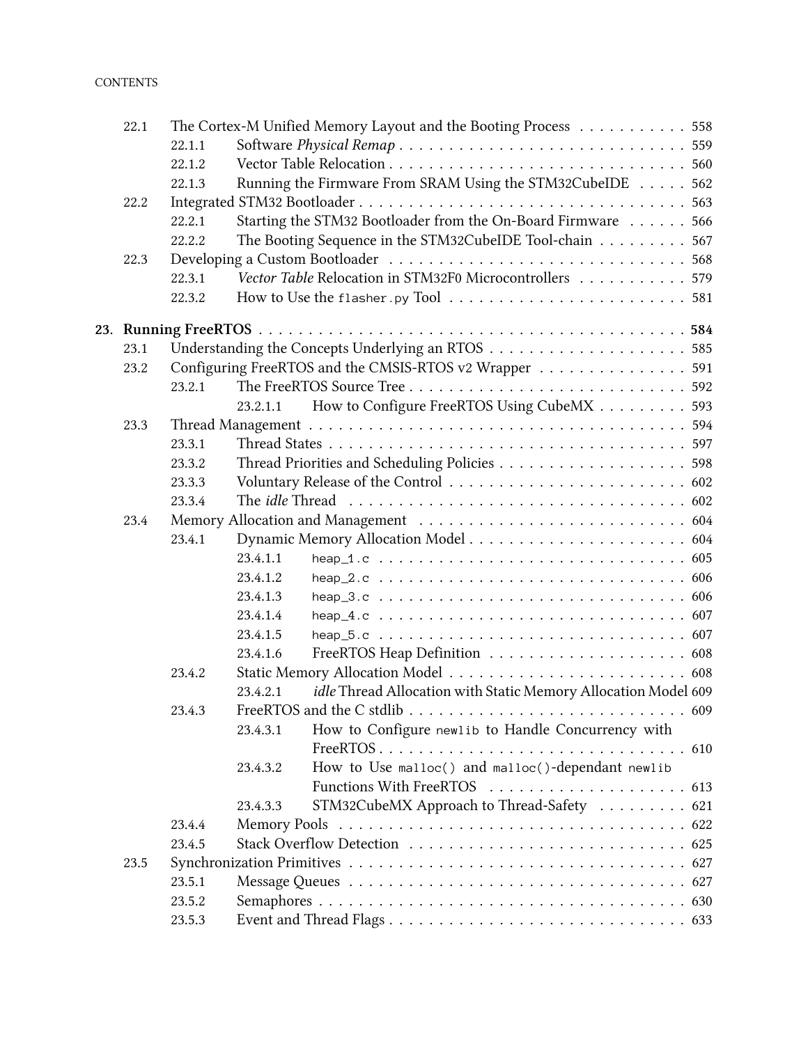- 22.1 The Cortex-M Unified Memory Layout and the Booting Process . . . . . . . . . . . 558
  - 22.1.1 Software *Physical Remap* . . . . . . . . . . . . . . . . . . . . . . . . . . . . 559
  - 22.1.2 Vector Table Relocation . . . . . . . . . . . . . . . . . . . . . . . . . . . . . 560
  - 22.1.3 Running the Firmware From SRAM Using the STM32CubeIDE . . . . . 562
- 22.2 Integrated STM32 Bootloader . . . . . . . . . . . . . . . . . . . . . . . . . . . . . . . . 563
  - 22.2.1 Starting the STM32 Bootloader from the On-Board Firmware . . . . . . 566
  - 22.2.2 The Booting Sequence in the STM32CubeIDE Tool-chain . . . . . . . . . 567
- 22.3 Developing a Custom Bootloader . . . . . . . . . . . . . . . . . . . . . . . . . . . . . 568
  - 22.3.1 *Vector Table* Relocation in STM32F0 Microcontrollers . . . . . . . . . . . 579
  - 22.3.2 How to Use the `flasher.py` Tool . . . . . . . . . . . . . . . . . . . . . . . 581

**23. Running FreeRTOS . . . . . . . . . . . . . . . . . . . . . . . . . . . . . . . . . . . . . . . . . . 584**

- 23.1 Understanding the Concepts Underlying an RTOS . . . . . . . . . . . . . . . . . . . . 585
- 23.2 Configuring FreeRTOS and the CMSIS-RTOS v2 Wrapper . . . . . . . . . . . . . . . 591
  - 23.2.1 The FreeRTOS Source Tree . . . . . . . . . . . . . . . . . . . . . . . . . . . . 592
    - 23.2.1.1 How to Configure FreeRTOS Using CubeMX . . . . . . . . . 593
- 23.3 Thread Management . . . . . . . . . . . . . . . . . . . . . . . . . . . . . . . . . . . . . 594
  - 23.3.1 Thread States . . . . . . . . . . . . . . . . . . . . . . . . . . . . . . . . . . . . 597
  - 23.3.2 Thread Priorities and Scheduling Policies . . . . . . . . . . . . . . . . . . . 598
  - 23.3.3 Voluntary Release of the Control . . . . . . . . . . . . . . . . . . . . . . . . 602
  - 23.3.4 The *idle* Thread . . . . . . . . . . . . . . . . . . . . . . . . . . . . . . . . . . 602
- 23.4 Memory Allocation and Management . . . . . . . . . . . . . . . . . . . . . . . . . . . 604
  - 23.4.1 Dynamic Memory Allocation Model . . . . . . . . . . . . . . . . . . . . . . 604
    - 23.4.1.1 `heap_1.c` . . . . . . . . . . . . . . . . . . . . . . . . . . . . . . . 605
    - 23.4.1.2 `heap_2.c` . . . . . . . . . . . . . . . . . . . . . . . . . . . . . . . 606
    - 23.4.1.3 `heap_3.c` . . . . . . . . . . . . . . . . . . . . . . . . . . . . . . . 606
    - 23.4.1.4 `heap_4.c` . . . . . . . . . . . . . . . . . . . . . . . . . . . . . . . 607
    - 23.4.1.5 `heap_5.c` . . . . . . . . . . . . . . . . . . . . . . . . . . . . . . . 607
    - 23.4.1.6 FreeRTOS Heap Definition . . . . . . . . . . . . . . . . . . . . 608
  - 23.4.2 Static Memory Allocation Model . . . . . . . . . . . . . . . . . . . . . . . . 608
    - 23.4.2.1 *idle* Thread Allocation with Static Memory Allocation Model 609
  - 23.4.3 FreeRTOS and the C stdlib . . . . . . . . . . . . . . . . . . . . . . . . . . . 609
    - 23.4.3.1 How to Configure `newlib` to Handle Concurrency with FreeRTOS . . . . . . . . . . . . . . . . . . . . . . . . . . . . . . . 610
    - 23.4.3.2 How to Use `malloc()` and `malloc()`-dependant `newlib` Functions With FreeRTOS . . . . . . . . . . . . . . . . . . . . 613
    - 23.4.3.3 STM32CubeMX Approach to Thread-Safety . . . . . . . . . 621
  - 23.4.4 Memory Pools . . . . . . . . . . . . . . . . . . . . . . . . . . . . . . . . . . . 622
  - 23.4.5 Stack Overflow Detection . . . . . . . . . . . . . . . . . . . . . . . . . . . . 625
- 23.5 Synchronization Primitives . . . . . . . . . . . . . . . . . . . . . . . . . . . . . . . . . 627
  - 23.5.1 Message Queues . . . . . . . . . . . . . . . . . . . . . . . . . . . . . . . . . . 627
  - 23.5.2 Semaphores . . . . . . . . . . . . . . . . . . . . . . . . . . . . . . . . . . . . . 630
  - 23.5.3 Event and Thread Flags . . . . . . . . . . . . . . . . . . . . . . . . . . . . . 633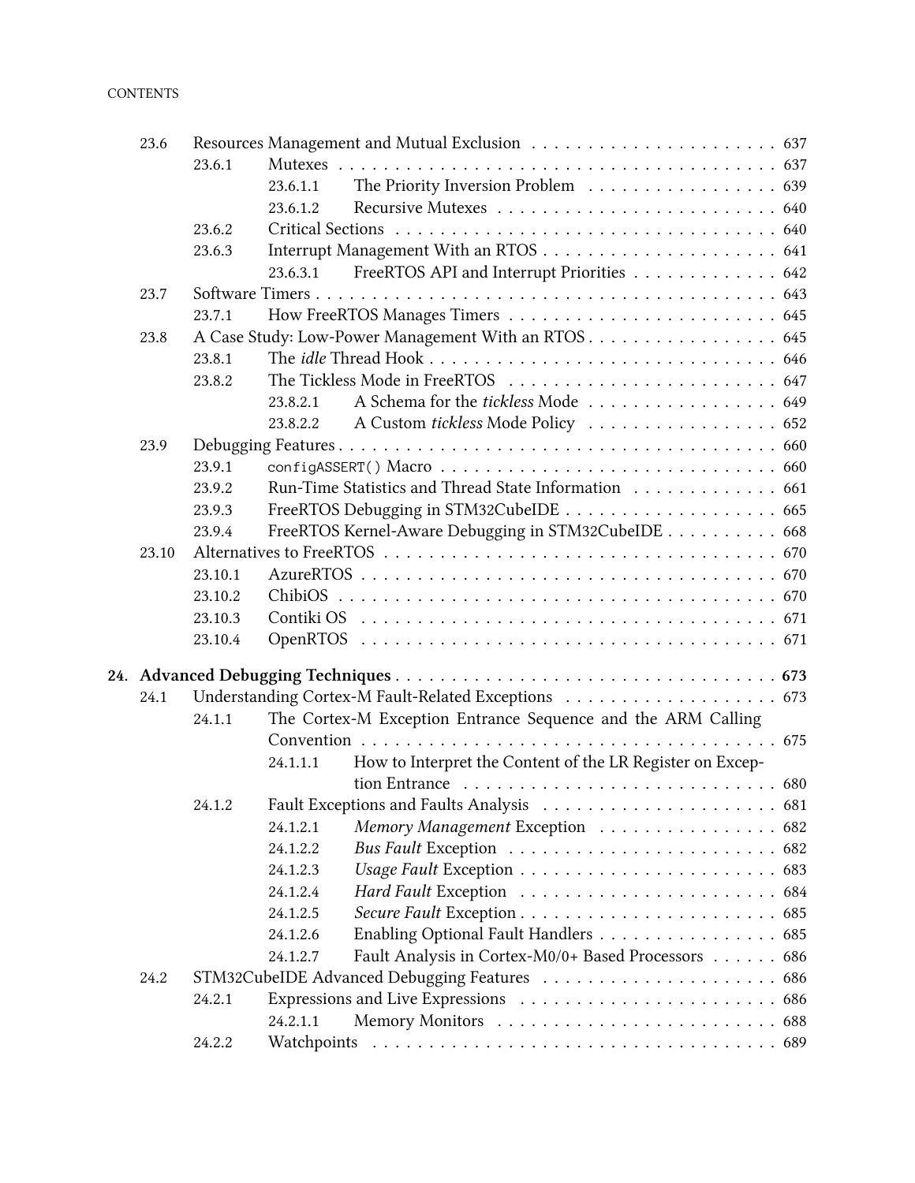23.6 Resources Management and Mutual Exclusion . . . . . . . . . . . . . . . . . . . . . . 637
  23.6.1 Mutexes . . . . . . . . . . . . . . . . . . . . . . . . . . . . . . . . . . . . . . . . . . 637
    23.6.1.1 The Priority Inversion Problem . . . . . . . . . . . . . . . . . . 639
    23.6.1.2 Recursive Mutexes . . . . . . . . . . . . . . . . . . . . . . . . . 640
  23.6.2 Critical Sections . . . . . . . . . . . . . . . . . . . . . . . . . . . . . . . . . . . 640
  23.6.3 Interrupt Management With an RTOS . . . . . . . . . . . . . . . . . . . . . 641
    23.6.3.1 FreeRTOS API and Interrupt Priorities . . . . . . . . . . . . . 642
23.7 Software Timers . . . . . . . . . . . . . . . . . . . . . . . . . . . . . . . . . . . . . . . . . 643
  23.7.1 How FreeRTOS Manages Timers . . . . . . . . . . . . . . . . . . . . . . . . 645
23.8 A Case Study: Low-Power Management With an RTOS . . . . . . . . . . . . . . . . . . 645
  23.8.1 The *idle* Thread Hook . . . . . . . . . . . . . . . . . . . . . . . . . . . . . . . 646
  23.8.2 The Tickless Mode in FreeRTOS . . . . . . . . . . . . . . . . . . . . . . . . 647
    23.8.2.1 A Schema for the *tickless* Mode . . . . . . . . . . . . . . . . . 649
    23.8.2.2 A Custom *tickless* Mode Policy . . . . . . . . . . . . . . . . . 652
23.9 Debugging Features . . . . . . . . . . . . . . . . . . . . . . . . . . . . . . . . . . . . . . . 660
  23.9.1 `configASSERT()` Macro . . . . . . . . . . . . . . . . . . . . . . . . . . . . . . 660
  23.9.2 Run-Time Statistics and Thread State Information . . . . . . . . . . . . . 661
  23.9.3 FreeRTOS Debugging in STM32CubeIDE . . . . . . . . . . . . . . . . . . . 665
  23.9.4 FreeRTOS Kernel-Aware Debugging in STM32CubeIDE . . . . . . . . . . 668
23.10 Alternatives to FreeRTOS . . . . . . . . . . . . . . . . . . . . . . . . . . . . . . . . . . . 670
  23.10.1 AzureRTOS . . . . . . . . . . . . . . . . . . . . . . . . . . . . . . . . . . . . . . . 670
  23.10.2 ChibiOS . . . . . . . . . . . . . . . . . . . . . . . . . . . . . . . . . . . . . . . . . 670
  23.10.3 Contiki OS . . . . . . . . . . . . . . . . . . . . . . . . . . . . . . . . . . . . . . . 671
  23.10.4 OpenRTOS . . . . . . . . . . . . . . . . . . . . . . . . . . . . . . . . . . . . . . . 671

**24. Advanced Debugging Techniques . . . . . . . . . . . . . . . . . . . . . . . . . . . . . . . . . 673**
24.1 Understanding Cortex-M Fault-Related Exceptions . . . . . . . . . . . . . . . . . . . 673
  24.1.1 The Cortex-M Exception Entrance Sequence and the ARM Calling Convention . . . . . . . . . . . . . . . . . . . . . . . . . . . . . . . . . . . . . . . . . 675
    24.1.1.1 How to Interpret the Content of the LR Register on Exception Entrance . . . . . . . . . . . . . . . . . . . . . . . . . . . . 680
  24.1.2 Fault Exceptions and Faults Analysis . . . . . . . . . . . . . . . . . . . . . 681
    24.1.2.1 *Memory Management* Exception . . . . . . . . . . . . . . . . 682
    24.1.2.2 *Bus Fault* Exception . . . . . . . . . . . . . . . . . . . . . . . . 682
    24.1.2.3 *Usage Fault* Exception . . . . . . . . . . . . . . . . . . . . . . . 683
    24.1.2.4 *Hard Fault* Exception . . . . . . . . . . . . . . . . . . . . . . . 684
    24.1.2.5 *Secure Fault* Exception . . . . . . . . . . . . . . . . . . . . . . . 685
    24.1.2.6 Enabling Optional Fault Handlers . . . . . . . . . . . . . . . . 685
    24.1.2.7 Fault Analysis in Cortex-M0/0+ Based Processors . . . . . . 686
24.2 STM32CubeIDE Advanced Debugging Features . . . . . . . . . . . . . . . . . . . . . 686
  24.2.1 Expressions and Live Expressions . . . . . . . . . . . . . . . . . . . . . . . 686
    24.2.1.1 Memory Monitors . . . . . . . . . . . . . . . . . . . . . . . . . . 688
  24.2.2 Watchpoints . . . . . . . . . . . . . . . . . . . . . . . . . . . . . . . . . . . . . . 689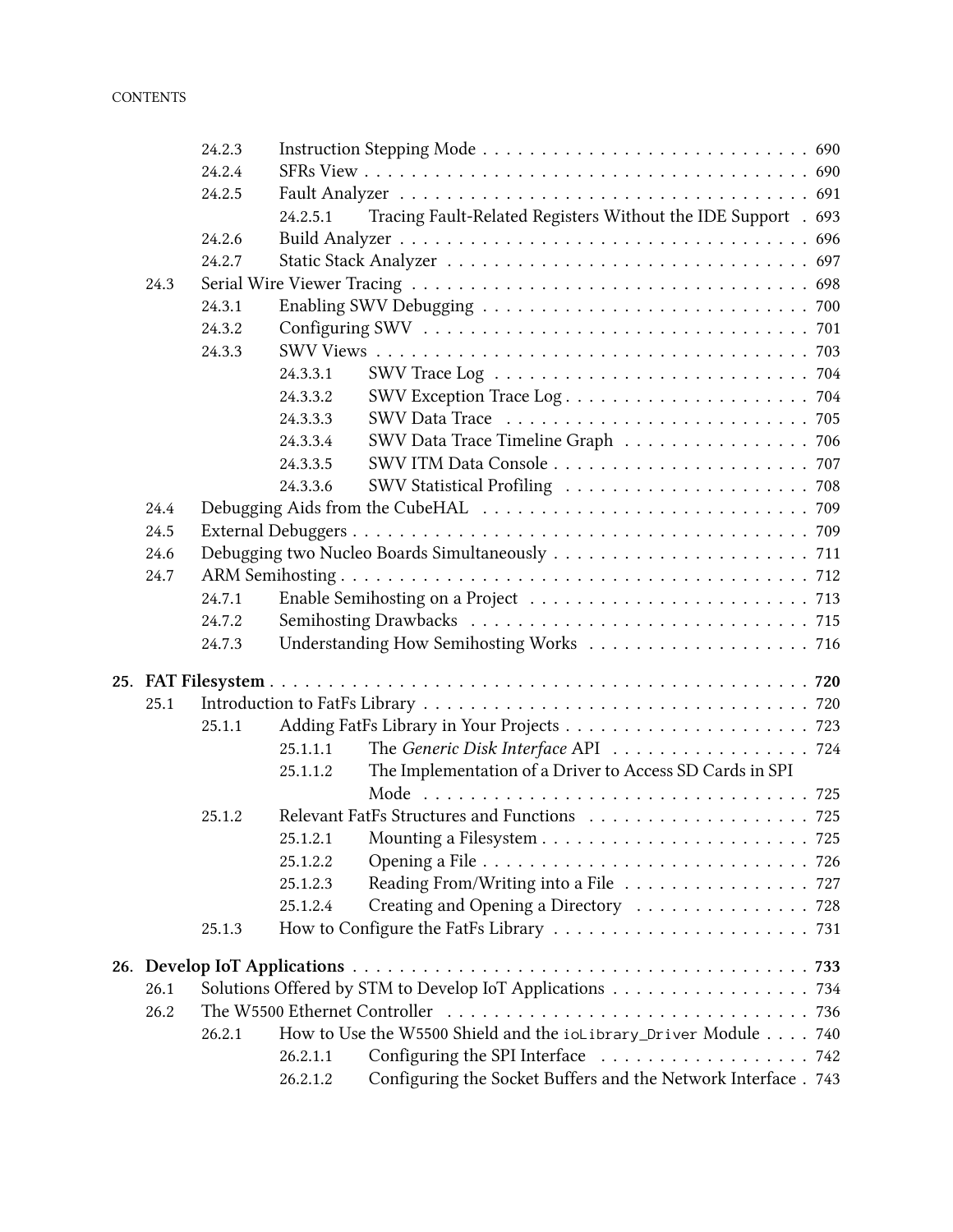- 24.2.3 Instruction Stepping Mode . . . . . . . . . . . . . . . . . . . . . . . . . . . 690
- 24.2.4 SFRs View . . . . . . . . . . . . . . . . . . . . . . . . . . . . . . . . . . . . 690
- 24.2.5 Fault Analyzer . . . . . . . . . . . . . . . . . . . . . . . . . . . . . . . . . 691
  - 24.2.5.1 Tracing Fault-Related Registers Without the IDE Support . 693
- 24.2.6 Build Analyzer . . . . . . . . . . . . . . . . . . . . . . . . . . . . . . . . . 696
- 24.2.7 Static Stack Analyzer . . . . . . . . . . . . . . . . . . . . . . . . . . . . . 697

24.3 Serial Wire Viewer Tracing . . . . . . . . . . . . . . . . . . . . . . . . . . . . . . . 698
- 24.3.1 Enabling SWV Debugging . . . . . . . . . . . . . . . . . . . . . . . . . . . 700
- 24.3.2 Configuring SWV . . . . . . . . . . . . . . . . . . . . . . . . . . . . . . . 701
- 24.3.3 SWV Views . . . . . . . . . . . . . . . . . . . . . . . . . . . . . . . . . . . 703
  - 24.3.3.1 SWV Trace Log . . . . . . . . . . . . . . . . . . . . . . . . . . 704
  - 24.3.3.2 SWV Exception Trace Log . . . . . . . . . . . . . . . . . . . . . 704
  - 24.3.3.3 SWV Data Trace . . . . . . . . . . . . . . . . . . . . . . . . . 705
  - 24.3.3.4 SWV Data Trace Timeline Graph . . . . . . . . . . . . . . . . 706
  - 24.3.3.5 SWV ITM Data Console . . . . . . . . . . . . . . . . . . . . . . 707
  - 24.3.3.6 SWV Statistical Profiling . . . . . . . . . . . . . . . . . . . . 708

24.4 Debugging Aids from the CubeHAL . . . . . . . . . . . . . . . . . . . . . . . . . . 709

24.5 External Debuggers . . . . . . . . . . . . . . . . . . . . . . . . . . . . . . . . . . . 709

24.6 Debugging two Nucleo Boards Simultaneously . . . . . . . . . . . . . . . . . . . . . 711

24.7 ARM Semihosting . . . . . . . . . . . . . . . . . . . . . . . . . . . . . . . . . . . . 712
- 24.7.1 Enable Semihosting on a Project . . . . . . . . . . . . . . . . . . . . . . . 713
- 24.7.2 Semihosting Drawbacks . . . . . . . . . . . . . . . . . . . . . . . . . . . . 715
- 24.7.3 Understanding How Semihosting Works . . . . . . . . . . . . . . . . . . . 716

**25. FAT Filesystem . . . . . . . . . . . . . . . . . . . . . . . . . . . . . . . . . . . . . . . 720**

25.1 Introduction to FatFs Library . . . . . . . . . . . . . . . . . . . . . . . . . . . . . 720
- 25.1.1 Adding FatFs Library in Your Projects . . . . . . . . . . . . . . . . . . . . 723
  - 25.1.1.1 The *Generic Disk Interface* API . . . . . . . . . . . . . . . . . 724
  - 25.1.1.2 The Implementation of a Driver to Access SD Cards in SPI Mode . . . . . . . . . . . . . . . . . . . . . . . . . . . . . . . . 725
- 25.1.2 Relevant FatFs Structures and Functions . . . . . . . . . . . . . . . . . . . 725
  - 25.1.2.1 Mounting a Filesystem . . . . . . . . . . . . . . . . . . . . . . . 725
  - 25.1.2.2 Opening a File . . . . . . . . . . . . . . . . . . . . . . . . . . . 726
  - 25.1.2.3 Reading From/Writing into a File . . . . . . . . . . . . . . . . 727
  - 25.1.2.4 Creating and Opening a Directory . . . . . . . . . . . . . . . 728
- 25.1.3 How to Configure the FatFs Library . . . . . . . . . . . . . . . . . . . . . 731

**26. Develop IoT Applications . . . . . . . . . . . . . . . . . . . . . . . . . . . . . . . . . . 733**

26.1 Solutions Offered by STM to Develop IoT Applications . . . . . . . . . . . . . . . . 734

26.2 The W5500 Ethernet Controller . . . . . . . . . . . . . . . . . . . . . . . . . . . . 736
- 26.2.1 How to Use the W5500 Shield and the `ioLibrary_Driver` Module . . . . 740
  - 26.2.1.1 Configuring the SPI Interface . . . . . . . . . . . . . . . . . . 742
  - 26.2.1.2 Configuring the Socket Buffers and the Network Interface . 743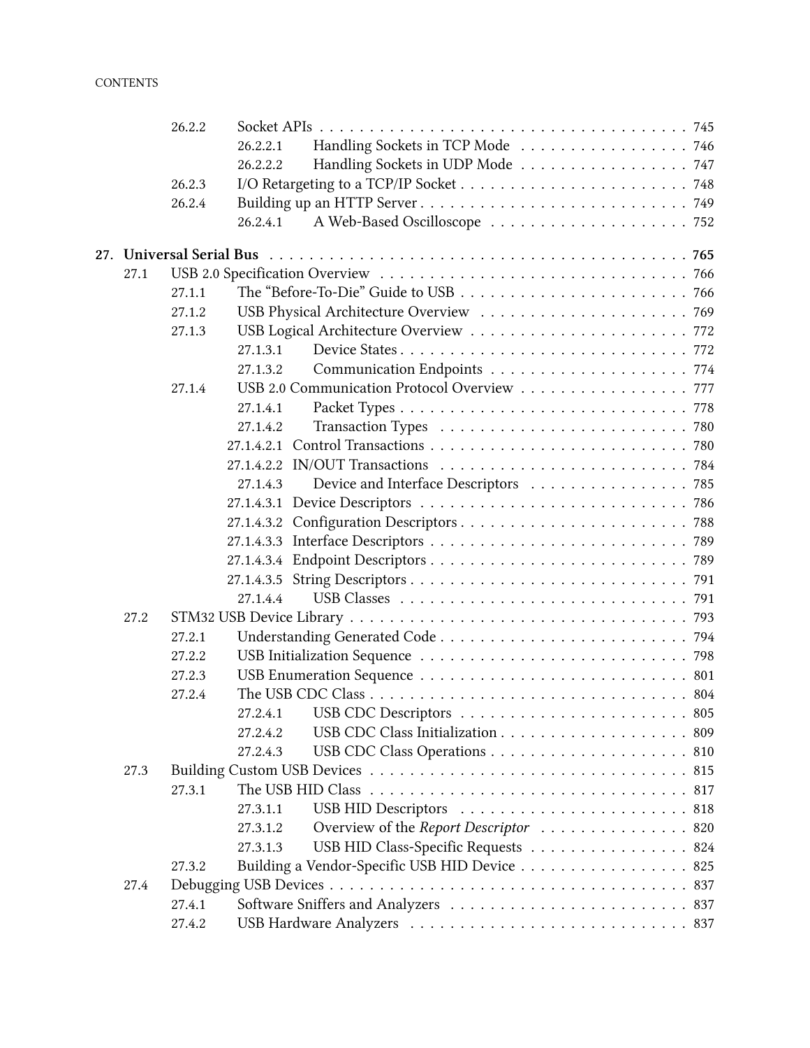26.2.2 Socket APIs . . . . . 745
  26.2.2.1 Handling Sockets in TCP Mode . . . . . 746
  26.2.2.2 Handling Sockets in UDP Mode . . . . . 747
26.2.3 I/O Retargeting to a TCP/IP Socket . . . . . 748
26.2.4 Building up an HTTP Server . . . . . 749
  26.2.4.1 A Web-Based Oscilloscope . . . . . 752

**27. Universal Serial Bus . . . . . 765**

27.1 USB 2.0 Specification Overview . . . . . 766
  27.1.1 The “Before-To-Die” Guide to USB . . . . . 766
  27.1.2 USB Physical Architecture Overview . . . . . 769
  27.1.3 USB Logical Architecture Overview . . . . . 772
    27.1.3.1 Device States . . . . . 772
    27.1.3.2 Communication Endpoints . . . . . 774
  27.1.4 USB 2.0 Communication Protocol Overview . . . . . 777
    27.1.4.1 Packet Types . . . . . 778
    27.1.4.2 Transaction Types . . . . . 780
    27.1.4.2.1 Control Transactions . . . . . 780
    27.1.4.2.2 IN/OUT Transactions . . . . . 784
    27.1.4.3 Device and Interface Descriptors . . . . . 785
    27.1.4.3.1 Device Descriptors . . . . . 786
    27.1.4.3.2 Configuration Descriptors . . . . . 788
    27.1.4.3.3 Interface Descriptors . . . . . 789
    27.1.4.3.4 Endpoint Descriptors . . . . . 789
    27.1.4.3.5 String Descriptors . . . . . 791
    27.1.4.4 USB Classes . . . . . 791
27.2 STM32 USB Device Library . . . . . 793
  27.2.1 Understanding Generated Code . . . . . 794
  27.2.2 USB Initialization Sequence . . . . . 798
  27.2.3 USB Enumeration Sequence . . . . . 801
  27.2.4 The USB CDC Class . . . . . 804
    27.2.4.1 USB CDC Descriptors . . . . . 805
    27.2.4.2 USB CDC Class Initialization . . . . . 809
    27.2.4.3 USB CDC Class Operations . . . . . 810
27.3 Building Custom USB Devices . . . . . 815
  27.3.1 The USB HID Class . . . . . 817
    27.3.1.1 USB HID Descriptors . . . . . 818
    27.3.1.2 Overview of the *Report Descriptor* . . . . . 820
    27.3.1.3 USB HID Class-Specific Requests . . . . . 824
  27.3.2 Building a Vendor-Specific USB HID Device . . . . . 825
27.4 Debugging USB Devices . . . . . 837
  27.4.1 Software Sniffers and Analyzers . . . . . 837
  27.4.2 USB Hardware Analyzers . . . . . 837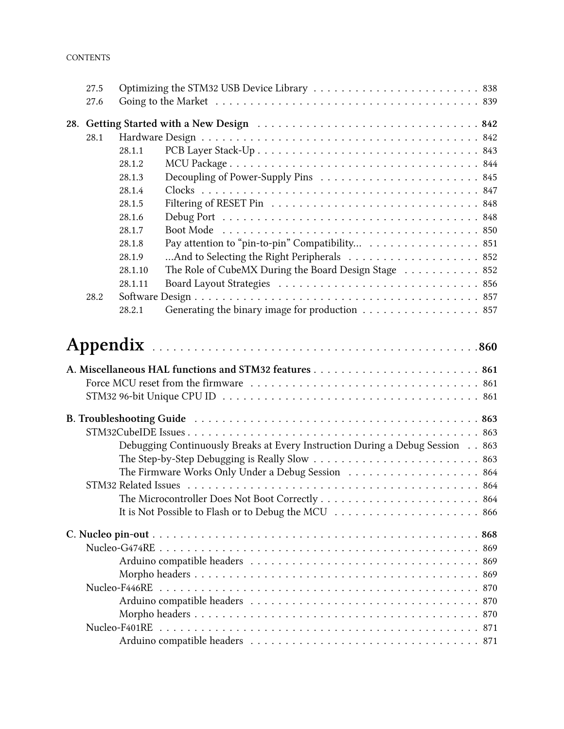27.5 Optimizing the STM32 USB Device Library . . . . . . . . . . . . . . . . . . . . . . . . 838
27.6 Going to the Market . . . . . . . . . . . . . . . . . . . . . . . . . . . . . . . . . . . . . . . . . 839

**28. Getting Started with a New Design . . . . . . . . . . . . . . . . . . . . . . . . . . . . . . . . 842**
28.1 Hardware Design . . . . . . . . . . . . . . . . . . . . . . . . . . . . . . . . . . . . . . . . . . 842
28.1.1 PCB Layer Stack-Up . . . . . . . . . . . . . . . . . . . . . . . . . . . . . . . . . 843
28.1.2 MCU Package . . . . . . . . . . . . . . . . . . . . . . . . . . . . . . . . . . . . . 844
28.1.3 Decoupling of Power-Supply Pins . . . . . . . . . . . . . . . . . . . . . . . 845
28.1.4 Clocks . . . . . . . . . . . . . . . . . . . . . . . . . . . . . . . . . . . . . . . . . . 847
28.1.5 Filtering of RESET Pin . . . . . . . . . . . . . . . . . . . . . . . . . . . . . . 848
28.1.6 Debug Port . . . . . . . . . . . . . . . . . . . . . . . . . . . . . . . . . . . . . . . 848
28.1.7 Boot Mode . . . . . . . . . . . . . . . . . . . . . . . . . . . . . . . . . . . . . . . 850
28.1.8 Pay attention to "pin-to-pin" Compatibility… . . . . . . . . . . . . . . . . 851
28.1.9 …And to Selecting the Right Peripherals . . . . . . . . . . . . . . . . . . . 852
28.1.10 The Role of CubeMX During the Board Design Stage . . . . . . . . . . . 852
28.1.11 Board Layout Strategies . . . . . . . . . . . . . . . . . . . . . . . . . . . . . . 856
28.2 Software Design . . . . . . . . . . . . . . . . . . . . . . . . . . . . . . . . . . . . . . . . . . 857
28.2.1 Generating the binary image for production . . . . . . . . . . . . . . . . . 857

# Appendix . . . . . . . . . . . . . . . . . . . . . . . . . . . . . . . . . . . . . . . . . . . . . . .860

**A. Miscellaneous HAL functions and STM32 features . . . . . . . . . . . . . . . . . . . . . . . . 861**
Force MCU reset from the firmware . . . . . . . . . . . . . . . . . . . . . . . . . . . . . . . . . 861
STM32 96-bit Unique CPU ID . . . . . . . . . . . . . . . . . . . . . . . . . . . . . . . . . . . . . 861

**B. Troubleshooting Guide . . . . . . . . . . . . . . . . . . . . . . . . . . . . . . . . . . . . . . . . . 863**
STM32CubeIDE Issues . . . . . . . . . . . . . . . . . . . . . . . . . . . . . . . . . . . . . . . . . . 863
Debugging Continuously Breaks at Every Instruction During a Debug Session . . 863
The Step-by-Step Debugging is Really Slow . . . . . . . . . . . . . . . . . . . . . . . . 863
The Firmware Works Only Under a Debug Session . . . . . . . . . . . . . . . . . . . 864
STM32 Related Issues . . . . . . . . . . . . . . . . . . . . . . . . . . . . . . . . . . . . . . . . . . . 864
The Microcontroller Does Not Boot Correctly . . . . . . . . . . . . . . . . . . . . . . . 864
It is Not Possible to Flash or to Debug the MCU . . . . . . . . . . . . . . . . . . . . 866

**C. Nucleo pin-out . . . . . . . . . . . . . . . . . . . . . . . . . . . . . . . . . . . . . . . . . . . . . 868**
Nucleo-G474RE . . . . . . . . . . . . . . . . . . . . . . . . . . . . . . . . . . . . . . . . . . . . . . 869
Arduino compatible headers . . . . . . . . . . . . . . . . . . . . . . . . . . . . . . . . . . . 869
Morpho headers . . . . . . . . . . . . . . . . . . . . . . . . . . . . . . . . . . . . . . . . . . . 869
Nucleo-F446RE . . . . . . . . . . . . . . . . . . . . . . . . . . . . . . . . . . . . . . . . . . . . . . 870
Arduino compatible headers . . . . . . . . . . . . . . . . . . . . . . . . . . . . . . . . . . . 870
Morpho headers . . . . . . . . . . . . . . . . . . . . . . . . . . . . . . . . . . . . . . . . . . . 870
Nucleo-F401RE . . . . . . . . . . . . . . . . . . . . . . . . . . . . . . . . . . . . . . . . . . . . . . 871
Arduino compatible headers . . . . . . . . . . . . . . . . . . . . . . . . . . . . . . . . . . . 871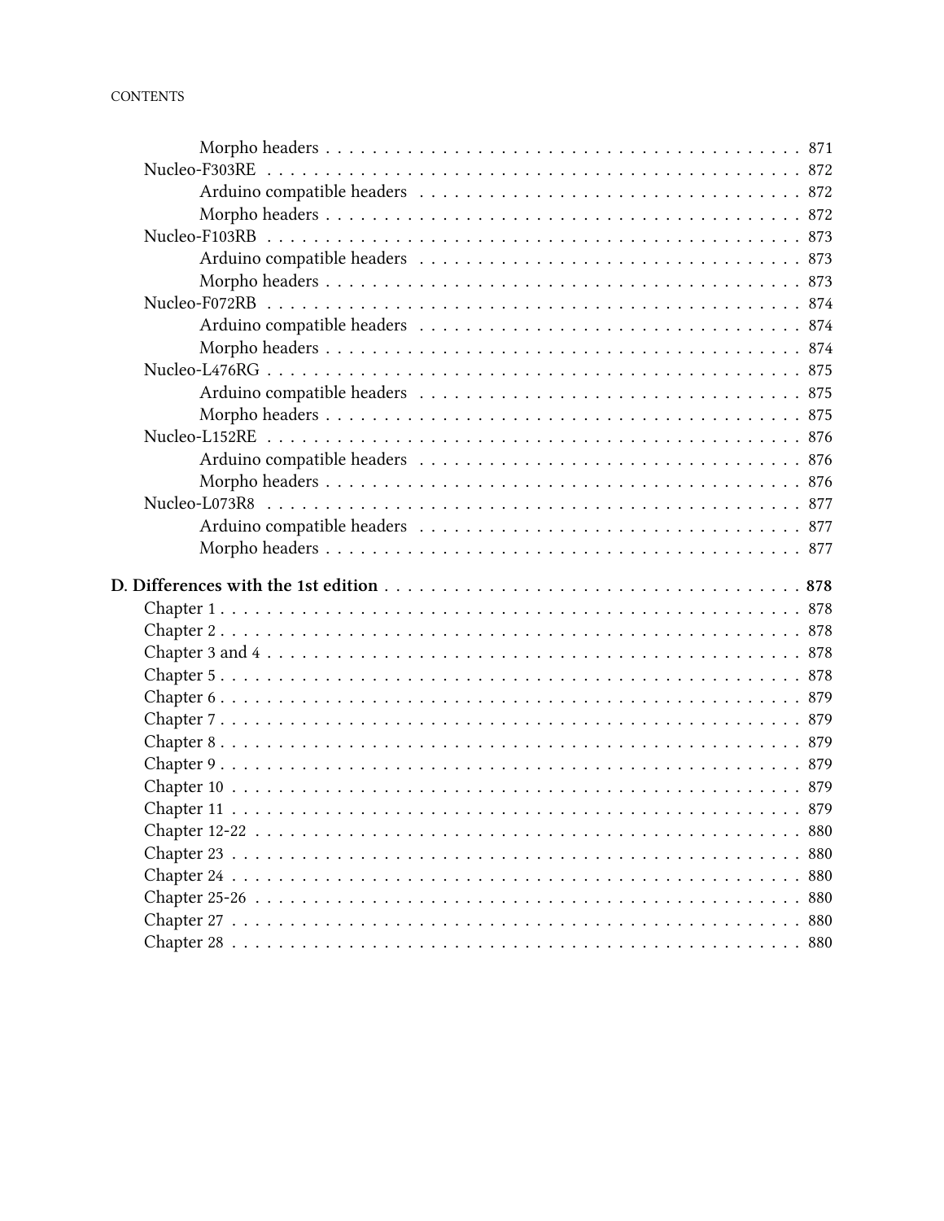- Morpho headers . . . . . . 871
- Nucleo-F303RE . . . . . . 872
  - Arduino compatible headers . . . . . . 872
  - Morpho headers . . . . . . 872
- Nucleo-F103RB . . . . . . 873
  - Arduino compatible headers . . . . . . 873
  - Morpho headers . . . . . . 873
- Nucleo-F072RB . . . . . . 874
  - Arduino compatible headers . . . . . . 874
  - Morpho headers . . . . . . 874
- Nucleo-L476RG . . . . . . 875
  - Arduino compatible headers . . . . . . 875
  - Morpho headers . . . . . . 875
- Nucleo-L152RE . . . . . . 876
  - Arduino compatible headers . . . . . . 876
  - Morpho headers . . . . . . 876
- Nucleo-L073R8 . . . . . . 877
  - Arduino compatible headers . . . . . . 877
  - Morpho headers . . . . . . 877

**D. Differences with the 1st edition . . . . . . 878**

- Chapter 1 . . . . . . 878
- Chapter 2 . . . . . . 878
- Chapter 3 and 4 . . . . . . 878
- Chapter 5 . . . . . . 878
- Chapter 6 . . . . . . 879
- Chapter 7 . . . . . . 879
- Chapter 8 . . . . . . 879
- Chapter 9 . . . . . . 879
- Chapter 10 . . . . . . 879
- Chapter 11 . . . . . . 879
- Chapter 12-22 . . . . . . 880
- Chapter 23 . . . . . . 880
- Chapter 24 . . . . . . 880
- Chapter 25-26 . . . . . . 880
- Chapter 27 . . . . . . 880
- Chapter 28 . . . . . . 880